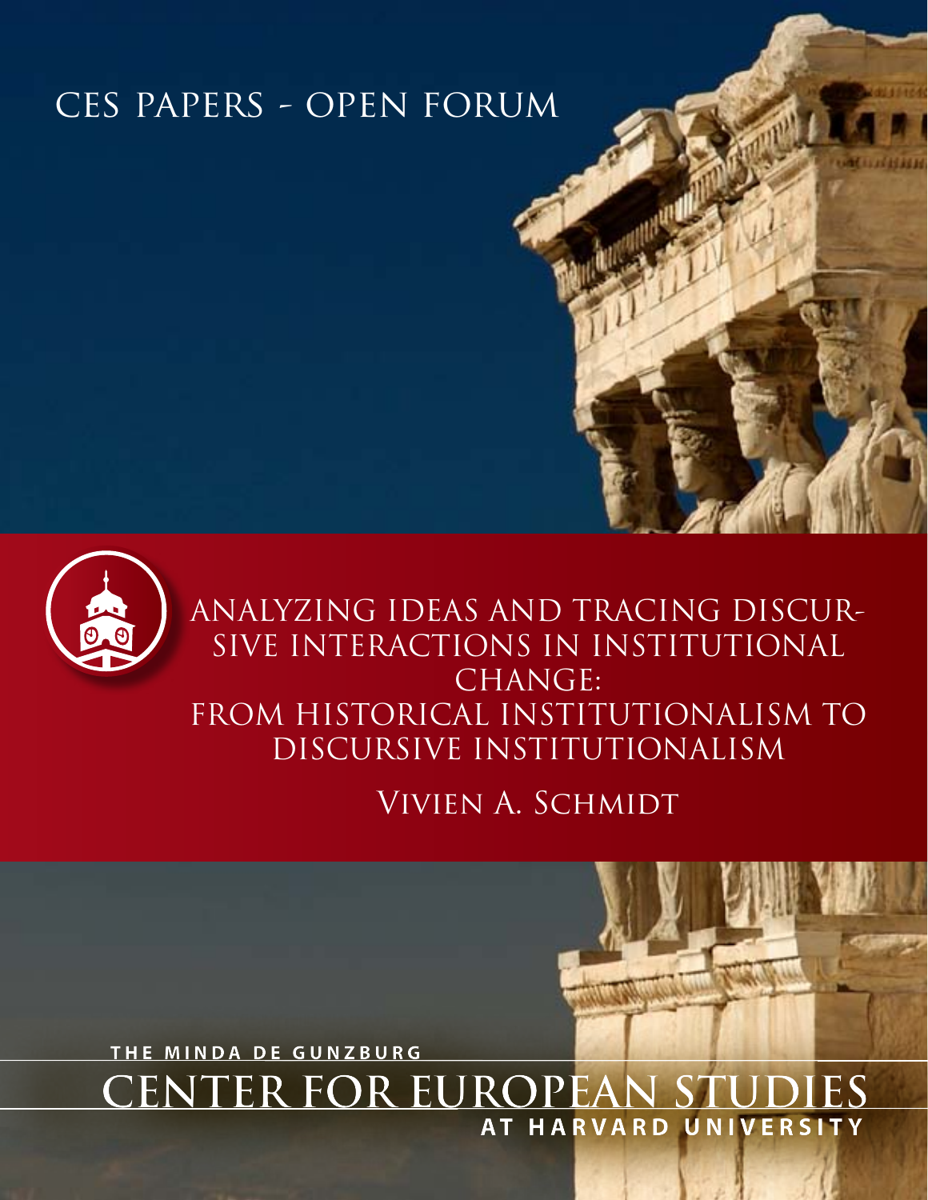# CES PAPERS - OPEN FORUM

## Analyzing Ideas and Tracing Discursive Interactions in Institutional Change: From Historical Institutionalism to Discursive Institutionalism

Vivien A. Schmidt

THE MINDA DE GUNZBURG

CENTER FOR EUROPEAN STUDIES

AT HARVARD UNIVERSITY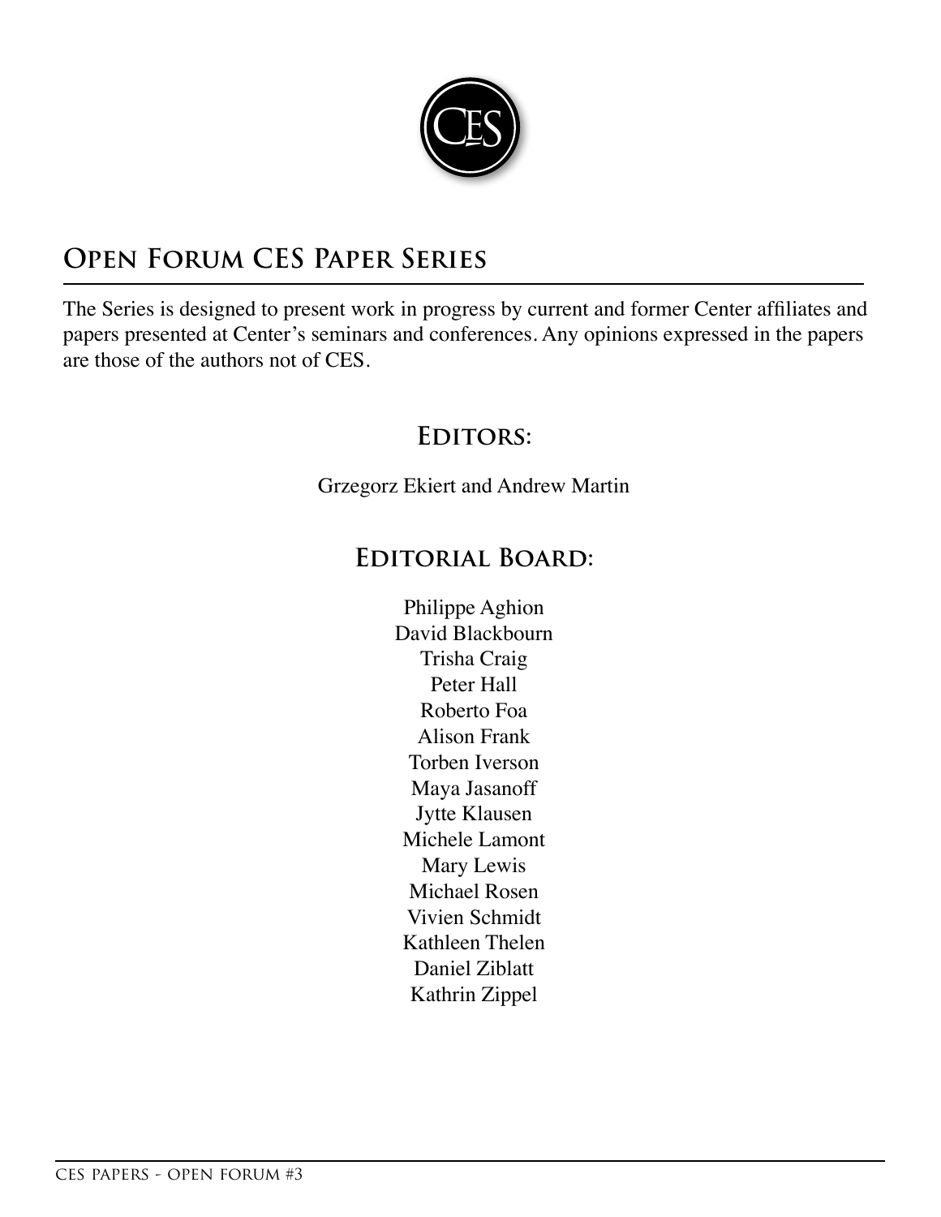## Open Forum CES Paper Series

The Series is designed to present work in progress by current and former Center affiliates and papers presented at Center's seminars and conferences. Any opinions expressed in the papers are those of the authors not of CES.

### Editors:

Grzegorz Ekiert and Andrew Martin

### Editorial Board:

Philippe Aghion
David Blackbourn
Trisha Craig
Peter Hall
Roberto Foa
Alison Frank
Torben Iverson
Maya Jasanoff
Jytte Klausen
Michele Lamont
Mary Lewis
Michael Rosen
Vivien Schmidt
Kathleen Thelen
Daniel Ziblatt
Kathrin Zippel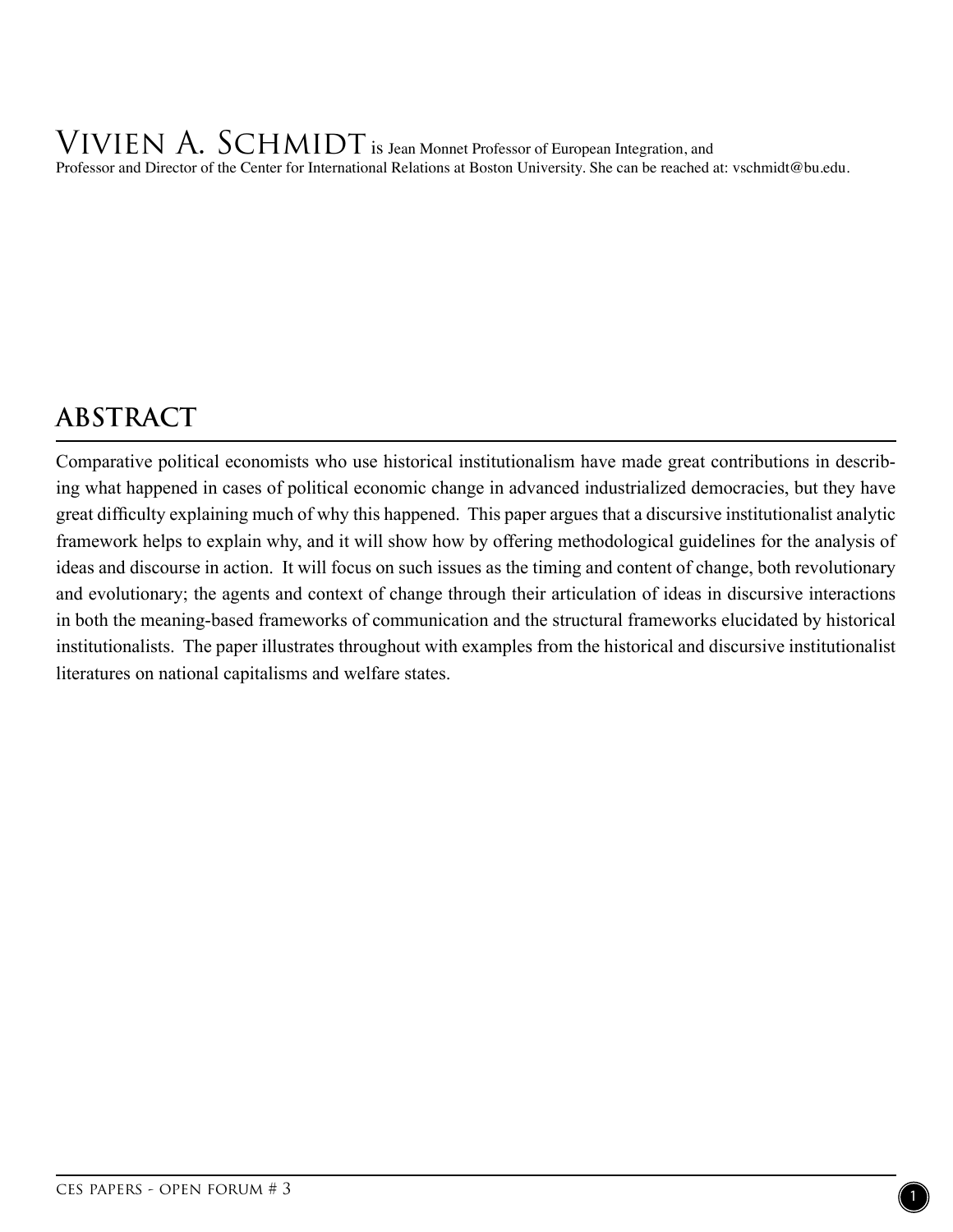Vivien A. Schmidt is Jean Monnet Professor of European Integration, and Professor and Director of the Center for International Relations at Boston University. She can be reached at: vschmidt@bu.edu.

## ABSTRACT

Comparative political economists who use historical institutionalism have made great contributions in describing what happened in cases of political economic change in advanced industrialized democracies, but they have great difficulty explaining much of why this happened. This paper argues that a discursive institutionalist analytic framework helps to explain why, and it will show how by offering methodological guidelines for the analysis of ideas and discourse in action. It will focus on such issues as the timing and content of change, both revolutionary and evolutionary; the agents and context of change through their articulation of ideas in discursive interactions in both the meaning-based frameworks of communication and the structural frameworks elucidated by historical institutionalists. The paper illustrates throughout with examples from the historical and discursive institutionalist literatures on national capitalisms and welfare states.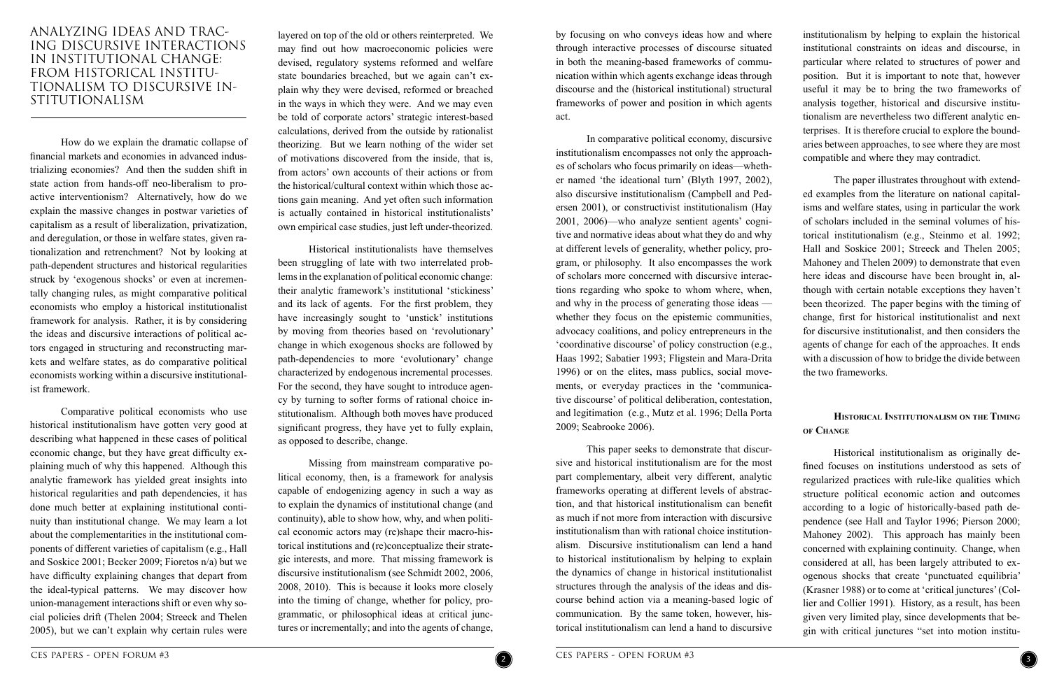# Analyzing Ideas and Tracing Discursive Interactions in Institutional Change: From Historical Institutionalism to Discursive Institutionalism

How do we explain the dramatic collapse of financial markets and economies in advanced industrializing economies? And then the sudden shift in state action from hands-off neo-liberalism to pro-active interventionism? Alternatively, how do we explain the massive changes in postwar varieties of capitalism as a result of liberalization, privatization, and deregulation, or those in welfare states, given rationalization and retrenchment? Not by looking at path-dependent structures and historical regularities struck by 'exogenous shocks' or even at incrementally changing rules, as might comparative political economists who employ a historical institutionalist framework for analysis. Rather, it is by considering the ideas and discursive interactions of political actors engaged in structuring and reconstructing markets and welfare states, as do comparative political economists working within a discursive institutionalist framework.

Comparative political economists who use historical institutionalism have gotten very good at describing what happened in these cases of political economic change, but they have great difficulty explaining much of why this happened. Although this analytic framework has yielded great insights into historical regularities and path dependencies, it has done much better at explaining institutional continuity than institutional change. We may learn a lot about the complementarities in the institutional components of different varieties of capitalism (e.g., Hall and Soskice 2001; Becker 2009; Fioretos n/a) but we have difficulty explaining changes that depart from the ideal-typical patterns. We may discover how union-management interactions shift or even why social policies drift (Thelen 2004; Streeck and Thelen 2005), but we can't explain why certain rules were layered on top of the old or others reinterpreted. We may find out how macroeconomic policies were devised, regulatory systems reformed and welfare state boundaries breached, but we again can't explain why they were devised, reformed or breached in the ways in which they were. And we may even be told of corporate actors' strategic interest-based calculations, derived from the outside by rationalist theorizing. But we learn nothing of the wider set of motivations discovered from the inside, that is, from actors' own accounts of their actions or from the historical/cultural context within which those actions gain meaning. And yet often such information is actually contained in historical institutionalists' own empirical case studies, just left under-theorized.

Historical institutionalists have themselves been struggling of late with two interrelated problems in the explanation of political economic change: their analytic framework's institutional 'stickiness' and its lack of agents. For the first problem, they have increasingly sought to 'unstick' institutions by moving from theories based on 'revolutionary' change in which exogenous shocks are followed by path-dependencies to more 'evolutionary' change characterized by endogenous incremental processes. For the second, they have sought to introduce agency by turning to softer forms of rational choice institutionalism. Although both moves have produced significant progress, they have yet to fully explain, as opposed to describe, change.

Missing from mainstream comparative political economy, then, is a framework for analysis capable of endogenizing agency in such a way as to explain the dynamics of institutional change (and continuity), able to show how, why, and when political economic actors may (re)shape their macro-historical institutions and (re)conceptualize their strategic interests, and more. That missing framework is discursive institutionalism (see Schmidt 2002, 2006, 2008, 2010). This is because it looks more closely into the timing of change, whether for policy, programmatic, or philosophical ideas at critical junctures or incrementally; and into the agents of change, by focusing on who conveys ideas how and where through interactive processes of discourse situated in both the meaning-based frameworks of communication within which agents exchange ideas through discourse and the (historical institutional) structural frameworks of power and position in which agents act.

In comparative political economy, discursive institutionalism encompasses not only the approaches of scholars who focus primarily on ideas—whether named 'the ideational turn' (Blyth 1997, 2002), also discursive institutionalism (Campbell and Pedersen 2001), or constructivist institutionalism (Hay 2001, 2006)—who analyze sentient agents' cognitive and normative ideas about what they do and why at different levels of generality, whether policy, program, or philosophy. It also encompasses the work of scholars more concerned with discursive interactions regarding who spoke to whom where, when, and why in the process of generating those ideas — whether they focus on the epistemic communities, advocacy coalitions, and policy entrepreneurs in the 'coordinative discourse' of policy construction (e.g., Haas 1992; Sabatier 1993; Fligstein and Mara-Drita 1996) or on the elites, mass publics, social movements, or everyday practices in the 'communicative discourse' of political deliberation, contestation, and legitimation (e.g., Mutz et al. 1996; Della Porta 2009; Seabrooke 2006).

This paper seeks to demonstrate that discursive and historical institutionalism are for the most part complementary, albeit very different, analytic frameworks operating at different levels of abstraction, and that historical institutionalism can benefit as much if not more from interaction with discursive institutionalism than with rational choice institutionalism. Discursive institutionalism can lend a hand to historical institutionalism by helping to explain the dynamics of change in historical institutionalist structures through the analysis of the ideas and discourse behind action via a meaning-based logic of communication. By the same token, however, historical institutionalism can lend a hand to discursive institutionalism by helping to explain the historical institutional constraints on ideas and discourse, in particular where related to structures of power and position. But it is important to note that, however useful it may be to bring the two frameworks of analysis together, historical and discursive institutionalism are nevertheless two different analytic enterprises. It is therefore crucial to explore the boundaries between approaches, to see where they are most compatible and where they may contradict.

The paper illustrates throughout with extended examples from the literature on national capitalisms and welfare states, using in particular the work of scholars included in the seminal volumes of historical institutionalism (e.g., Steinmo et al. 1992; Hall and Soskice 2001; Streeck and Thelen 2005; Mahoney and Thelen 2009) to demonstrate that even here ideas and discourse have been brought in, although with certain notable exceptions they haven't been theorized. The paper begins with the timing of change, first for historical institutionalist and next for discursive institutionalist, and then considers the agents of change for each of the approaches. It ends with a discussion of how to bridge the divide between the two frameworks.

## Historical Institutionalism on the Timing of Change

Historical institutionalism as originally defined focuses on institutions understood as sets of regularized practices with rule-like qualities which structure political economic action and outcomes according to a logic of historically-based path dependence (see Hall and Taylor 1996; Pierson 2000; Mahoney 2002). This approach has mainly been concerned with explaining continuity. Change, when considered at all, has been largely attributed to exogenous shocks that create 'punctuated equilibria' (Krasner 1988) or to come at 'critical junctures' (Collier and Collier 1991). History, as a result, has been given very limited play, since developments that begin with critical junctures "set into motion institu-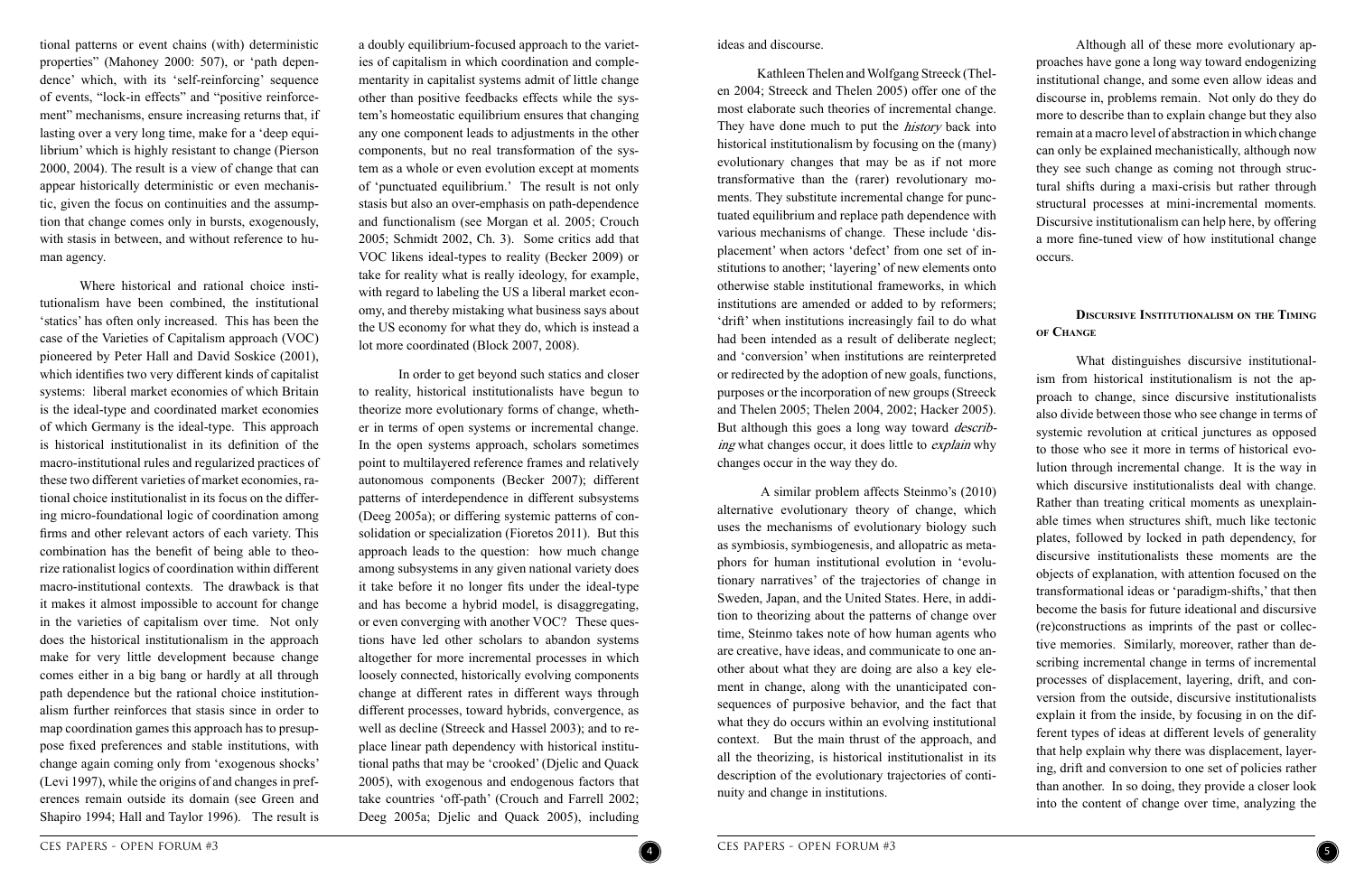tional patterns or event chains (with) deterministic properties" (Mahoney 2000: 507), or 'path dependence' which, with its 'self-reinforcing' sequence of events, "lock-in effects" and "positive reinforcement" mechanisms, ensure increasing returns that, if lasting over a very long time, make for a 'deep equilibrium' which is highly resistant to change (Pierson 2000, 2004). The result is a view of change that can appear historically deterministic or even mechanistic, given the focus on continuities and the assumption that change comes only in bursts, exogenously, with stasis in between, and without reference to human agency.

Where historical and rational choice institutionalism have been combined, the institutional 'statics' has often only increased. This has been the case of the Varieties of Capitalism approach (VOC) pioneered by Peter Hall and David Soskice (2001), which identifies two very different kinds of capitalist systems: liberal market economies of which Britain is the ideal-type and coordinated market economies of which Germany is the ideal-type. This approach is historical institutionalist in its definition of the macro-institutional rules and regularized practices of these two different varieties of market economies, rational choice institutionalist in its focus on the differing micro-foundational logic of coordination among firms and other relevant actors of each variety. This combination has the benefit of being able to theorize rationalist logics of coordination within different macro-institutional contexts. The drawback is that it makes it almost impossible to account for change in the varieties of capitalism over time. Not only does the historical institutionalism in the approach make for very little development because change comes either in a big bang or hardly at all through path dependence but the rational choice institutionalism further reinforces that stasis since in order to map coordination games this approach has to presuppose fixed preferences and stable institutions, with change again coming only from 'exogenous shocks' (Levi 1997), while the origins of and changes in preferences remain outside its domain (see Green and Shapiro 1994; Hall and Taylor 1996). The result is a doubly equilibrium-focused approach to the varieties of capitalism in which coordination and complementarity in capitalist systems admit of little change other than positive feedbacks effects while the system's homeostatic equilibrium ensures that changing any one component leads to adjustments in the other components, but no real transformation of the system as a whole or even evolution except at moments of 'punctuated equilibrium.' The result is not only stasis but also an over-emphasis on path-dependence and functionalism (see Morgan et al. 2005; Crouch 2005; Schmidt 2002, Ch. 3). Some critics add that VOC likens ideal-types to reality (Becker 2009) or take for reality what is really ideology, for example, with regard to labeling the US a liberal market economy, and thereby mistaking what business says about the US economy for what they do, which is instead a lot more coordinated (Block 2007, 2008).

In order to get beyond such statics and closer to reality, historical institutionalists have begun to theorize more evolutionary forms of change, whether in terms of open systems or incremental change. In the open systems approach, scholars sometimes point to multilayered reference frames and relatively autonomous components (Becker 2007); different patterns of interdependence in different subsystems (Deeg 2005a); or differing systemic patterns of consolidation or specialization (Fioretos 2011). But this approach leads to the question: how much change among subsystems in any given national variety does it take before it no longer fits under the ideal-type and has become a hybrid model, is disaggregating, or even converging with another VOC? These questions have led other scholars to abandon systems altogether for more incremental processes in which loosely connected, historically evolving components change at different rates in different ways through different processes, toward hybrids, convergence, as well as decline (Streeck and Hassel 2003); and to replace linear path dependency with historical institutional paths that may be 'crooked' (Djelic and Quack 2005), with exogenous and endogenous factors that take countries 'off-path' (Crouch and Farrell 2002; Deeg 2005a; Djelic and Quack 2005), including ideas and discourse.

Kathleen Thelen and Wolfgang Streeck (Thelen 2004; Streeck and Thelen 2005) offer one of the most elaborate such theories of incremental change. They have done much to put the *history* back into historical institutionalism by focusing on the (many) evolutionary changes that may be as if not more transformative than the (rarer) revolutionary moments. They substitute incremental change for punctuated equilibrium and replace path dependence with various mechanisms of change. These include 'displacement' when actors 'defect' from one set of institutions to another; 'layering' of new elements onto otherwise stable institutional frameworks, in which institutions are amended or added to by reformers; 'drift' when institutions increasingly fail to do what had been intended as a result of deliberate neglect; and 'conversion' when institutions are reinterpreted or redirected by the adoption of new goals, functions, purposes or the incorporation of new groups (Streeck and Thelen 2005; Thelen 2004, 2002; Hacker 2005). But although this goes a long way toward *describing* what changes occur, it does little to *explain* why changes occur in the way they do.

A similar problem affects Steinmo's (2010) alternative evolutionary theory of change, which uses the mechanisms of evolutionary biology such as symbiosis, symbiogenesis, and allopatric as metaphors for human institutional evolution in 'evolutionary narratives' of the trajectories of change in Sweden, Japan, and the United States. Here, in addition to theorizing about the patterns of change over time, Steinmo takes note of how human agents who are creative, have ideas, and communicate to one another about what they are doing are also a key element in change, along with the unanticipated consequences of purposive behavior, and the fact that what they do occurs within an evolving institutional context. But the main thrust of the approach, and all the theorizing, is historical institutionalist in its description of the evolutionary trajectories of continuity and change in institutions.

Although all of these more evolutionary approaches have gone a long way toward endogenizing institutional change, and some even allow ideas and discourse in, problems remain. Not only do they do more to describe than to explain change but they also remain at a macro level of abstraction in which change can only be explained mechanistically, although now they see such change as coming not through structural shifts during a maxi-crisis but rather through structural processes at mini-incremental moments. Discursive institutionalism can help here, by offering a more fine-tuned view of how institutional change occurs.

## Discursive Institutionalism on the Timing of Change

What distinguishes discursive institutionalism from historical institutionalism is not the approach to change, since discursive institutionalists also divide between those who see change in terms of systemic revolution at critical junctures as opposed to those who see it more in terms of historical evolution through incremental change. It is the way in which discursive institutionalists deal with change. Rather than treating critical moments as unexplainable times when structures shift, much like tectonic plates, followed by locked in path dependency, for discursive institutionalists these moments are the objects of explanation, with attention focused on the transformational ideas or 'paradigm-shifts,' that then become the basis for future ideational and discursive (re)constructions as imprints of the past or collective memories. Similarly, moreover, rather than describing incremental change in terms of incremental processes of displacement, layering, drift, and conversion from the outside, discursive institutionalists explain it from the inside, by focusing in on the different types of ideas at different levels of generality that help explain why there was displacement, layering, drift and conversion to one set of policies rather than another. In so doing, they provide a closer look into the content of change over time, analyzing the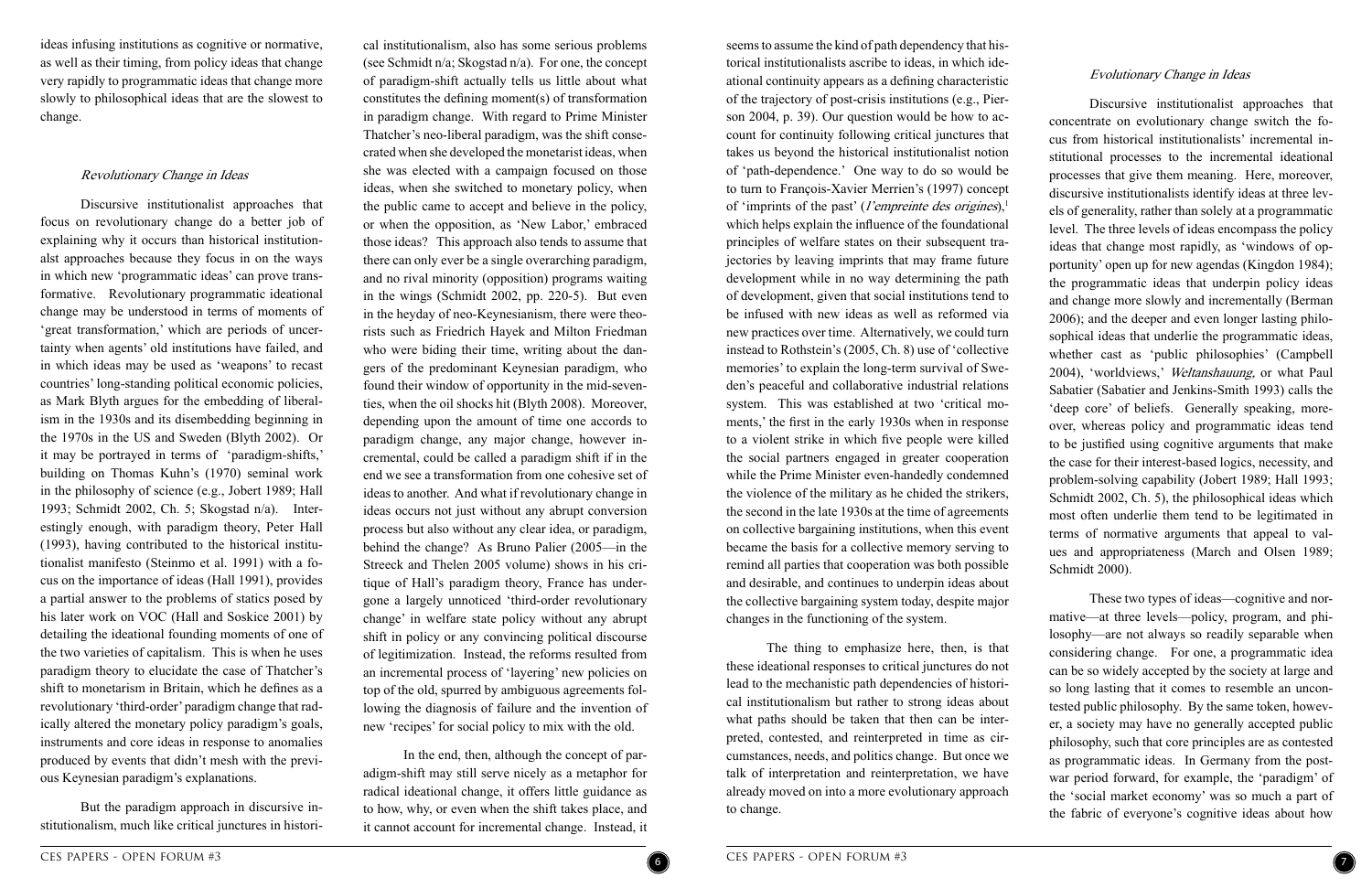ideas infusing institutions as cognitive or normative, as well as their timing, from policy ideas that change very rapidly to programmatic ideas that change more slowly to philosophical ideas that are the slowest to change.

### *Revolutionary Change in Ideas*

Discursive institutionalist approaches that focus on revolutionary change do a better job of explaining why it occurs than historical institutionalst approaches because they focus in on the ways in which new 'programmatic ideas' can prove transformative. Revolutionary programmatic ideational change may be understood in terms of moments of 'great transformation,' which are periods of uncertainty when agents' old institutions have failed, and in which ideas may be used as 'weapons' to recast countries' long-standing political economic policies, as Mark Blyth argues for the embedding of liberalism in the 1930s and its disembedding beginning in the 1970s in the US and Sweden (Blyth 2002). Or it may be portrayed in terms of 'paradigm-shifts,' building on Thomas Kuhn's (1970) seminal work in the philosophy of science (e.g., Jobert 1989; Hall 1993; Schmidt 2002, Ch. 5; Skogstad n/a). Interestingly enough, with paradigm theory, Peter Hall (1993), having contributed to the historical institutionalist manifesto (Steinmo et al. 1991) with a focus on the importance of ideas (Hall 1991), provides a partial answer to the problems of statics posed by his later work on VOC (Hall and Soskice 2001) by detailing the ideational founding moments of one of the two varieties of capitalism. This is when he uses paradigm theory to elucidate the case of Thatcher's shift to monetarism in Britain, which he defines as a revolutionary 'third-order' paradigm change that radically altered the monetary policy paradigm's goals, instruments and core ideas in response to anomalies produced by events that didn't mesh with the previous Keynesian paradigm's explanations.

But the paradigm approach in discursive institutionalism, much like critical junctures in historical institutionalism, also has some serious problems (see Schmidt n/a; Skogstad n/a). For one, the concept of paradigm-shift actually tells us little about what constitutes the defining moment(s) of transformation in paradigm change. With regard to Prime Minister Thatcher's neo-liberal paradigm, was the shift consecrated when she developed the monetarist ideas, when she was elected with a campaign focused on those ideas, when she switched to monetary policy, when the public came to accept and believe in the policy, or when the opposition, as 'New Labor,' embraced those ideas? This approach also tends to assume that there can only ever be a single overarching paradigm, and no rival minority (opposition) programs waiting in the wings (Schmidt 2002, pp. 220-5). But even in the heyday of neo-Keynesianism, there were theorists such as Friedrich Hayek and Milton Friedman who were biding their time, writing about the dangers of the predominant Keynesian paradigm, who found their window of opportunity in the mid-seventies, when the oil shocks hit (Blyth 2008). Moreover, depending upon the amount of time one accords to paradigm change, any major change, however incremental, could be called a paradigm shift if in the end we see a transformation from one cohesive set of ideas to another. And what if revolutionary change in ideas occurs not just without any abrupt conversion process but also without any clear idea, or paradigm, behind the change? As Bruno Palier (2005—in the Streeck and Thelen 2005 volume) shows in his critique of Hall's paradigm theory, France has undergone a largely unnoticed 'third-order revolutionary change' in welfare state policy without any abrupt shift in policy or any convincing political discourse of legitimization. Instead, the reforms resulted from an incremental process of 'layering' new policies on top of the old, spurred by ambiguous agreements following the diagnosis of failure and the invention of new 'recipes' for social policy to mix with the old.

In the end, then, although the concept of paradigm-shift may still serve nicely as a metaphor for radical ideational change, it offers little guidance as to how, why, or even when the shift takes place, and it cannot account for incremental change. Instead, it seems to assume the kind of path dependency that historical institutionalists ascribe to ideas, in which ideational continuity appears as a defining characteristic of the trajectory of post-crisis institutions (e.g., Pierson 2004, p. 39). Our question would be how to account for continuity following critical junctures that takes us beyond the historical institutionalist notion of 'path-dependence.' One way to do so would be to turn to François-Xavier Merrien's (1997) concept of 'imprints of the past' (*l'empreinte des origines*),[1] which helps explain the influence of the foundational principles of welfare states on their subsequent trajectories by leaving imprints that may frame future development while in no way determining the path of development, given that social institutions tend to be infused with new ideas as well as reformed via new practices over time. Alternatively, we could turn instead to Rothstein's (2005, Ch. 8) use of 'collective memories' to explain the long-term survival of Sweden's peaceful and collaborative industrial relations system. This was established at two 'critical moments,' the first in the early 1930s when in response to a violent strike in which five people were killed the social partners engaged in greater cooperation while the Prime Minister even-handedly condemned the violence of the military as he chided the strikers, the second in the late 1930s at the time of agreements on collective bargaining institutions, when this event became the basis for a collective memory serving to remind all parties that cooperation was both possible and desirable, and continues to underpin ideas about the collective bargaining system today, despite major changes in the functioning of the system.

The thing to emphasize here, then, is that these ideational responses to critical junctures do not lead to the mechanistic path dependencies of historical institutionalism but rather to strong ideas about what paths should be taken that then can be interpreted, contested, and reinterpreted in time as circumstances, needs, and politics change. But once we talk of interpretation and reinterpretation, we have already moved on into a more evolutionary approach to change.

### *Evolutionary Change in Ideas*

Discursive institutionalist approaches that concentrate on evolutionary change switch the focus from historical institutionalists' incremental institutional processes to the incremental ideational processes that give them meaning. Here, moreover, discursive institutionalists identify ideas at three levels of generality, rather than solely at a programmatic level. The three levels of ideas encompass the policy ideas that change most rapidly, as 'windows of opportunity' open up for new agendas (Kingdon 1984); the programmatic ideas that underpin policy ideas and change more slowly and incrementally (Berman 2006); and the deeper and even longer lasting philosophical ideas that underlie the programmatic ideas, whether cast as 'public philosophies' (Campbell 2004), 'worldviews,' *Weltanshauung*, or what Paul Sabatier (Sabatier and Jenkins-Smith 1993) calls the 'deep core' of beliefs. Generally speaking, moreover, whereas policy and programmatic ideas tend to be justified using cognitive arguments that make the case for their interest-based logics, necessity, and problem-solving capability (Jobert 1989; Hall 1993; Schmidt 2002, Ch. 5), the philosophical ideas which most often underlie them tend to be legitimized in terms of normative arguments that appeal to values and appropriateness (March and Olsen 1989; Schmidt 2000).

These two types of ideas—cognitive and normative—at three levels—policy, program, and philosophy—are not always so readily separable when considering change. For one, a programmatic idea can be so widely accepted by the society at large and so long lasting that it comes to resemble an uncontested public philosophy. By the same token, however, a society may have no generally accepted public philosophy, such that core principles are as contested as programmatic ideas. In Germany from the postwar period forward, for example, the 'paradigm' of the 'social market economy' was so much a part of the fabric of everyone's cognitive ideas about how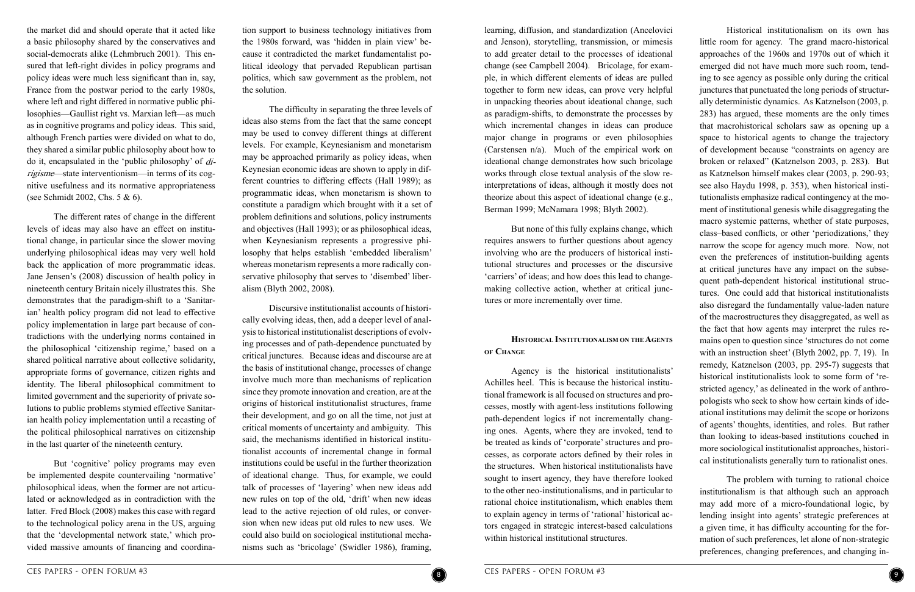the market did and should operate that it acted like a basic philosophy shared by the conservatives and social-democrats alike (Lehmbruch 2001). This ensured that left-right divides in policy programs and policy ideas were much less significant than in, say, France from the postwar period to the early 1980s, where left and right differed in normative public philosophies—Gaullist right vs. Marxian left—as much as in cognitive programs and policy ideas. This said, although French parties were divided on what to do, they shared a similar public philosophy about how to do it, encapsulated in the 'public philosophy' of *dirigisme*—state interventionism—in terms of its cognitive usefulness and its normative appropriateness (see Schmidt 2002, Chs. 5 & 6).

The different rates of change in the different levels of ideas may also have an effect on institutional change, in particular since the slower moving underlying philosophical ideas may very well hold back the application of more programmatic ideas. Jane Jensen's (2008) discussion of health policy in nineteenth century Britain nicely illustrates this. She demonstrates that the paradigm-shift to a 'Sanitarian' health policy program did not lead to effective policy implementation in large part because of contradictions with the underlying norms contained in the philosophical 'citizenship regime,' based on a shared political narrative about collective solidarity, appropriate forms of governance, citizen rights and identity. The liberal philosophical commitment to limited government and the superiority of private solutions to public problems stymied effective Sanitarian health policy implementation until a recasting of the political philosophical narratives on citizenship in the last quarter of the nineteenth century.

But 'cognitive' policy programs may even be implemented despite countervailing 'normative' philosophical ideas, when the former are not articulated or acknowledged as in contradiction with the latter. Fred Block (2008) makes this case with regard to the technological policy arena in the US, arguing that the 'developmental network state,' which provided massive amounts of financing and coordination support to business technology initiatives from the 1980s forward, was 'hidden in plain view' because it contradicted the market fundamentalist political ideology that pervaded Republican partisan politics, which saw government as the problem, not the solution.

The difficulty in separating the three levels of ideas also stems from the fact that the same concept may be used to convey different things at different levels. For example, Keynesianism and monetarism may be approached primarily as policy ideas, when Keynesian economic ideas are shown to apply in different countries to differing effects (Hall 1989); as programmatic ideas, when monetarism is shown to constitute a paradigm which brought with it a set of problem definitions and solutions, policy instruments and objectives (Hall 1993); or as philosophical ideas, when Keynesianism represents a progressive philosophy that helps establish 'embedded liberalism' whereas monetarism represents a more radically conservative philosophy that serves to 'disembed' liberalism (Blyth 2002, 2008).

Discursive institutionalist accounts of historically evolving ideas, then, add a deeper level of analysis to historical institutionalist descriptions of evolving processes and of path-dependence punctuated by critical junctures. Because ideas and discourse are at the basis of institutional change, processes of change involve much more than mechanisms of replication since they promote innovation and creation, are at the origins of historical institutionalist structures, frame their development, and go on all the time, not just at critical moments of uncertainty and ambiguity. This said, the mechanisms identified in historical institutionalist accounts of incremental change in formal institutions could be useful in the further theorization of ideational change. Thus, for example, we could talk of processes of 'layering' when new ideas add new rules on top of the old, 'drift' when new ideas lead to the active rejection of old rules, or conversion when new ideas put old rules to new uses. We could also build on sociological institutional mechanisms such as 'bricolage' (Swidler 1986), framing, learning, diffusion, and standardization (Ancelovici and Jenson), storytelling, transmission, or mimesis to add greater detail to the processes of ideational change (see Campbell 2004). Bricolage, for example, in which different elements of ideas are pulled together to form new ideas, can prove very helpful in unpacking theories about ideational change, such as paradigm-shifts, to demonstrate the processes by which incremental changes in ideas can produce major change in programs or even philosophies (Carstensen n/a). Much of the empirical work on ideational change demonstrates how such bricolage works through close textual analysis of the slow reinterpretations of ideas, although it mostly does not theorize about this aspect of ideational change (e.g., Berman 1999; McNamara 1998; Blyth 2002).

But none of this fully explains change, which requires answers to further questions about agency involving who are the producers of historical institutional structures and processes or the discursive 'carriers' of ideas; and how does this lead to change-making collective action, whether at critical junctures or more incrementally over time.

## Historical Institutionalism on the Agents of Change

Agency is the historical institutionalists' Achilles heel. This is because the historical institutional framework is all focused on structures and processes, mostly with agent-less institutions following path-dependent logics if not incrementally changing ones. Agents, where they are invoked, tend to be treated as kinds of 'corporate' structures and processes, as corporate actors defined by their roles in the structures. When historical institutionalists have sought to insert agency, they have therefore looked to the other neo-institutionalisms, and in particular to rational choice institutionalism, which enables them to explain agency in terms of 'rational' historical actors engaged in strategic interest-based calculations within historical institutional structures.

Historical institutionalism on its own has little room for agency. The grand macro-historical approaches of the 1960s and 1970s out of which it emerged did not have much more such room, tending to see agency as possible only during the critical junctures that punctuated the long periods of structurally deterministic dynamics. As Katznelson (2003, p. 283) has argued, these moments are the only times that macrohistorical scholars saw as opening up a space to historical agents to change the trajectory of development because "constraints on agency are broken or relaxed" (Katznelson 2003, p. 283). But as Katznelson himself makes clear (2003, p. 290-93; see also Haydu 1998, p. 353), when historical institutionalists emphasize radical contingency at the moment of institutional genesis while disaggregating the macro systemic patterns, whether of state purposes, class–based conflicts, or other 'periodizations,' they narrow the scope for agency much more. Now, not even the preferences of institution-building agents at critical junctures have any impact on the subsequent path-dependent historical institutional structures. One could add that historical institutionalists also disregard the fundamentally value-laden nature of the macrostructures they disaggregated, as well as the fact that how agents may interpret the rules remains open to question since 'structures do not come with an instruction sheet' (Blyth 2002, pp. 7, 19). In remedy, Katznelson (2003, pp. 295-7) suggests that historical institutionalists look to some form of 'restricted agency,' as delineated in the work of anthropologists who seek to show how certain kinds of ideational institutions may delimit the scope or horizons of agents' thoughts, identities, and roles. But rather than looking to ideas-based institutions couched in more sociological institutionalist approaches, historical institutionalists generally turn to rationalist ones.

The problem with turning to rational choice institutionalism is that although such an approach may add more of a micro-foundational logic, by lending insight into agents' strategic preferences at a given time, it has difficulty accounting for the formation of such preferences, let alone of non-strategic preferences, changing preferences, and changing in-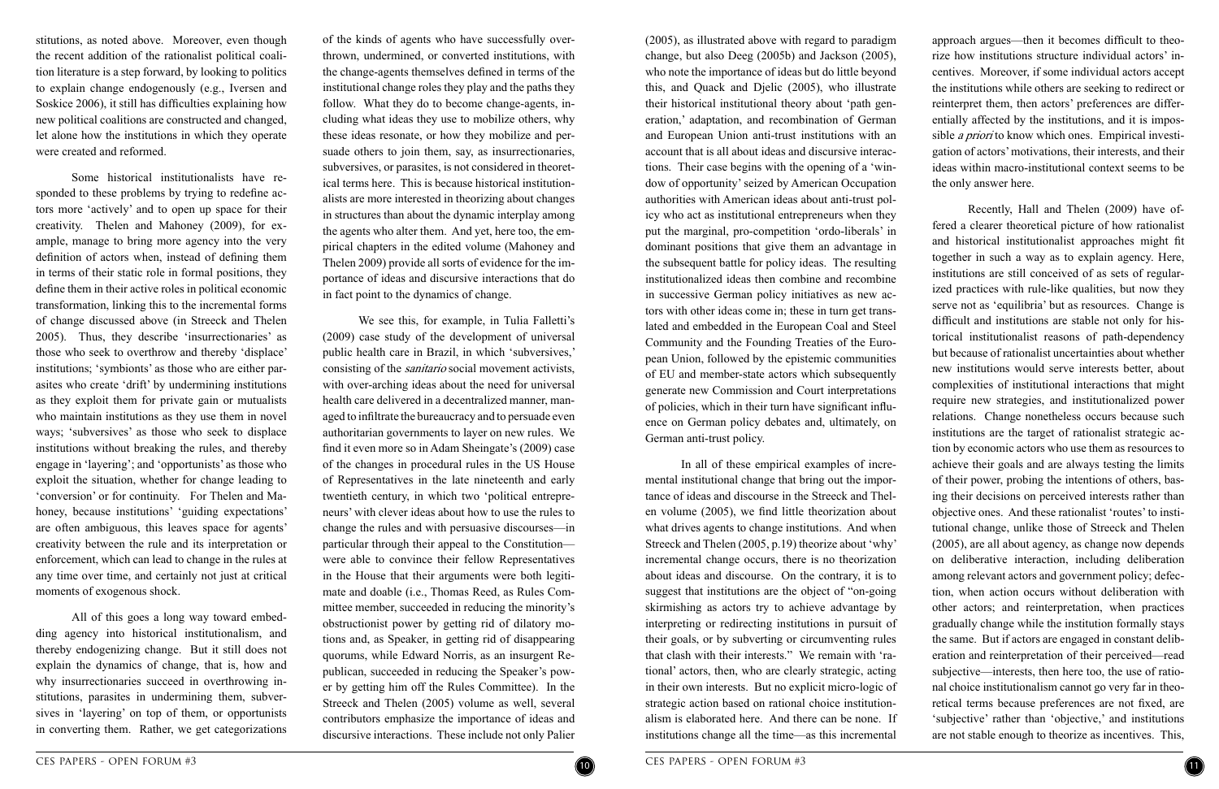stitutions, as noted above. Moreover, even though the recent addition of the rationalist political coalition literature is a step forward, by looking to politics to explain change endogenously (e.g., Iversen and Soskice 2006), it still has difficulties explaining how new political coalitions are constructed and changed, let alone how the institutions in which they operate were created and reformed.

Some historical institutionalists have responded to these problems by trying to redefine actors more 'actively' and to open up space for their creativity. Thelen and Mahoney (2009), for example, manage to bring more agency into the very definition of actors when, instead of defining them in terms of their static role in formal positions, they define them in their active roles in political economic transformation, linking this to the incremental forms of change discussed above (in Streeck and Thelen 2005). Thus, they describe 'insurrectionaries' as those who seek to overthrow and thereby 'displace' institutions; 'symbionts' as those who are either parasites who create 'drift' by undermining institutions as they exploit them for private gain or mutualists who maintain institutions as they use them in novel ways; 'subversives' as those who seek to displace institutions without breaking the rules, and thereby engage in 'layering'; and 'opportunists' as those who exploit the situation, whether for change leading to 'conversion' or for continuity. For Thelen and Mahoney, because institutions' 'guiding expectations' are often ambiguous, this leaves space for agents' creativity between the rule and its interpretation or enforcement, which can lead to change in the rules at any time over time, and certainly not just at critical moments of exogenous shock.

All of this goes a long way toward embedding agency into historical institutionalism, and thereby endogenizing change. But it still does not explain the dynamics of change, that is, how and why insurrectionaries succeed in overthrowing institutions, parasites in undermining them, subversives in 'layering' on top of them, or opportunists in converting them. Rather, we get categorizations of the kinds of agents who have successfully overthrown, undermined, or converted institutions, with the change-agents themselves defined in terms of the institutional change roles they play and the paths they follow. What they do to become change-agents, including what ideas they use to mobilize others, why these ideas resonate, or how they mobilize and persuade others to join them, say, as insurrectionaries, subversives, or parasites, is not considered in theoretical terms here. This is because historical institutionalists are more interested in theorizing about changes in structures than about the dynamic interplay among the agents who alter them. And yet, here too, the empirical chapters in the edited volume (Mahoney and Thelen 2009) provide all sorts of evidence for the importance of ideas and discursive interactions that do in fact point to the dynamics of change.

We see this, for example, in Tulia Falletti's (2009) case study of the development of universal public health care in Brazil, in which 'subversives,' consisting of the *sanitario* social movement activists, with over-arching ideas about the need for universal health care delivered in a decentralized manner, managed to infiltrate the bureaucracy and to persuade even authoritarian governments to layer on new rules. We find it even more so in Adam Sheingate's (2009) case of the changes in procedural rules in the US House of Representatives in the late nineteenth and early twentieth century, in which two 'political entrepreneurs' with clever ideas about how to use the rules to change the rules and with persuasive discourses—in particular through their appeal to the Constitution—were able to convince their fellow Representatives in the House that their arguments were both legitimate and doable (i.e., Thomas Reed, as Rules Committee member, succeeded in reducing the minority's obstructionist power by getting rid of dilatory motions and, as Speaker, in getting rid of disappearing quorums, while Edward Norris, as an insurgent Republican, succeeded in reducing the Speaker's power by getting him off the Rules Committee). In the Streeck and Thelen (2005) volume as well, several contributors emphasize the importance of ideas and discursive interactions. These include not only Palier (2005), as illustrated above with regard to paradigm change, but also Deeg (2005b) and Jackson (2005), who note the importance of ideas but do little beyond this, and Quack and Djelic (2005), who illustrate their historical institutional theory about 'path generation,' adaptation, and recombination of German and European Union anti-trust institutions with an account that is all about ideas and discursive interactions. Their case begins with the opening of a 'window of opportunity' seized by American Occupation authorities with American ideas about anti-trust policy who act as institutional entrepreneurs when they put the marginal, pro-competition 'ordo-liberals' in dominant positions that give them an advantage in the subsequent battle for policy ideas. The resulting institutionalized ideas then combine and recombine in successive German policy initiatives as new actors with other ideas come in; these in turn get translated and embedded in the European Coal and Steel Community and the Founding Treaties of the European Union, followed by the epistemic communities of EU and member-state actors which subsequently generate new Commission and Court interpretations of policies, which in their turn have significant influence on German policy debates and, ultimately, on German anti-trust policy.

In all of these empirical examples of incremental institutional change that bring out the importance of ideas and discourse in the Streeck and Thelen volume (2005), we find little theorization about what drives agents to change institutions. And when Streeck and Thelen (2005, p.19) theorize about 'why' incremental change occurs, there is no theorization about ideas and discourse. On the contrary, it is to suggest that institutions are the object of "on-going skirmishing as actors try to achieve advantage by interpreting or redirecting institutions in pursuit of their goals, or by subverting or circumventing rules that clash with their interests." We remain with 'rational' actors, then, who are clearly strategic, acting in their own interests. But no explicit micro-logic of strategic action based on rational choice institutionalism is elaborated here. And there can be none. If institutions change all the time—as this incremental approach argues—then it becomes difficult to theorize how institutions structure individual actors' incentives. Moreover, if some individual actors accept the institutions while others are seeking to redirect or reinterpret them, then actors' preferences are differentially affected by the institutions, and it is impossible *a priori* to know which ones. Empirical investigation of actors' motivations, their interests, and their ideas within macro-institutional context seems to be the only answer here.

Recently, Hall and Thelen (2009) have offered a clearer theoretical picture of how rationalist and historical institutionalist approaches might fit together in such a way as to explain agency. Here, institutions are still conceived of as sets of regularized practices with rule-like qualities, but now they serve not as 'equilibria' but as resources. Change is difficult and institutions are stable not only for historical institutionalist reasons of path-dependency but because of rationalist uncertainties about whether new institutions would serve interests better, about complexities of institutional interactions that might require new strategies, and institutionalized power relations. Change nonetheless occurs because such institutions are the target of rationalist strategic action by economic actors who use them as resources to achieve their goals and are always testing the limits of their power, probing the intentions of others, basing their decisions on perceived interests rather than objective ones. And these rationalist 'routes' to institutional change, unlike those of Streeck and Thelen (2005), are all about agency, as change now depends on deliberative interaction, including deliberation among relevant actors and government policy; defection, when action occurs without deliberation with other actors; and reinterpretation, when practices gradually change while the institution formally stays the same. But if actors are engaged in constant deliberation and reinterpretation of their perceived—read subjective—interests, then here too, the use of rational choice institutionalism cannot go very far in theoretical terms because preferences are not fixed, are 'subjective' rather than 'objective,' and institutions are not stable enough to theorize as incentives. This,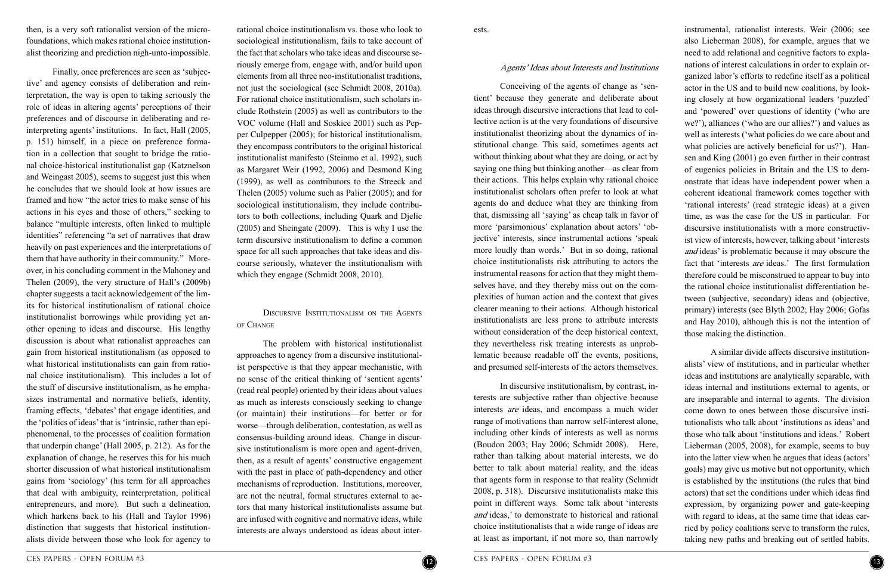then, is a very soft rationalist version of the microfoundations, which makes rational choice institutionalist theorizing and prediction nigh-unto-impossible.

Finally, once preferences are seen as 'subjective' and agency consists of deliberation and reinterpretation, the way is open to taking seriously the role of ideas in altering agents' perceptions of their preferences and of discourse in deliberating and reinterpreting agents' institutions. In fact, Hall (2005, p. 151) himself, in a piece on preference formation in a collection that sought to bridge the rational choice-historical institutionalist gap (Katznelson and Weingast 2005), seems to suggest just this when he concludes that we should look at how issues are framed and how "the actor tries to make sense of his actions in his eyes and those of others," seeking to balance "multiple interests, often linked to multiple identities" referencing "a set of narratives that draw heavily on past experiences and the interpretations of them that have authority in their community." Moreover, in his concluding comment in the Mahoney and Thelen (2009), the very structure of Hall's (2009b) chapter suggests a tacit acknowledgement of the limits for historical institutionalism of rational choice institutionalist borrowings while providing yet another opening to ideas and discourse. His lengthy discussion is about what rationalist approaches can gain from historical institutionalism (as opposed to what historical institutionalists can gain from rational choice institutionalism). This includes a lot of the stuff of discursive institutionalism, as he emphasizes instrumental and normative beliefs, identity, framing effects, 'debates' that engage identities, and the 'politics of ideas' that is 'intrinsic, rather than epiphenomenal, to the processes of coalition formation that underpin change' (Hall 2005, p. 212). As for the explanation of change, he reserves this for his much shorter discussion of what historical institutionalism gains from 'sociology' (his term for all approaches that deal with ambiguity, reinterpretation, political entrepreneurs, and more). But such a delineation, which harkens back to his (Hall and Taylor 1996) distinction that suggests that historical institutionalists divide between those who look for agency to rational choice institutionalism vs. those who look to sociological institutionalism, fails to take account of the fact that scholars who take ideas and discourse seriously emerge from, engage with, and/or build upon elements from all three neo-institutionalist traditions, not just the sociological (see Schmidt 2008, 2010a). For rational choice institutionalism, such scholars include Rothstein (2005) as well as contributors to the VOC volume (Hall and Soskice 2001) such as Pepper Culpepper (2005); for historical institutionalism, they encompass contributors to the original historical institutionalist manifesto (Steinmo et al. 1992), such as Margaret Weir (1992, 2006) and Desmond King (1999), as well as contributors to the Streeck and Thelen (2005) volume such as Palier (2005); and for sociological institutionalism, they include contributors to both collections, including Quark and Djelic (2005) and Sheingate (2009). This is why I use the term discursive institutionalism to define a common space for all such approaches that take ideas and discourse seriously, whatever the institutionalism with which they engage (Schmidt 2008, 2010).

## Discursive Institutionalism on the Agents of Change

The problem with historical institutionalist approaches to agency from a discursive institutionalist perspective is that they appear mechanistic, with no sense of the critical thinking of 'sentient agents' (read real people) oriented by their ideas about values as much as interests consciously seeking to change (or maintain) their institutions—for better or for worse—through deliberation, contestation, as well as consensus-building around ideas. Change in discursive institutionalism is more open and agent-driven, then, as a result of agents' constructive engagement with the past in place of path-dependency and other mechanisms of reproduction. Institutions, moreover, are not the neutral, formal structures external to actors that many historical institutionalists assume but are infused with cognitive and normative ideas, while interests are always understood as ideas about interests.

### *Agents' Ideas about Interests and Institutions*

Conceiving of the agents of change as 'sentient' because they generate and deliberate about ideas through discursive interactions that lead to collective action is at the very foundations of discursive institutionalist theorizing about the dynamics of institutional change. This said, sometimes agents act without thinking about what they are doing, or act by saying one thing but thinking another—as clear from their actions. This helps explain why rational choice institutionalist scholars often prefer to look at what agents do and deduce what they are thinking from that, dismissing all 'saying' as cheap talk in favor of more 'parsimonious' explanation about actors' 'objective' interests, since instrumental actions 'speak more loudly than words.' But in so doing, rational choice institutionalists risk attributing to actors the instrumental reasons for action that they might themselves have, and they thereby miss out on the complexities of human action and the context that gives clearer meaning to their actions. Although historical institutionalists are less prone to attribute interests without consideration of the deep historical context, they nevertheless risk treating interests as unproblematic because readable off the events, positions, and presumed self-interests of the actors themselves.

In discursive institutionalism, by contrast, interests are subjective rather than objective because interests *are* ideas, and encompass a much wider range of motivations than narrow self-interest alone, including other kinds of interests as well as norms (Boudon 2003; Hay 2006; Schmidt 2008). Here, rather than talking about material interests, we do better to talk about material reality, and the ideas that agents form in response to that reality (Schmidt 2008, p. 318). Discursive institutionalists make this point in different ways. Some talk about 'interests *and* ideas,' to demonstrate to historical and rational choice institutionalists that a wide range of ideas are at least as important, if not more so, than narrowly instrumental, rationalist interests. Weir (2006; see also Lieberman 2008), for example, argues that we need to add relational and cognitive factors to explanations of interest calculations in order to explain organized labor's efforts to redefine itself as a political actor in the US and to build new coalitions, by looking closely at how organizational leaders 'puzzled' and 'powered' over questions of identity ('who are we?'), alliances ('who are our allies?') and values as well as interests ('what policies do we care about and what policies are actively beneficial for us?'). Hansen and King (2001) go even further in their contrast of eugenics policies in Britain and the US to demonstrate that ideas have independent power when a coherent ideational framework comes together with 'rational interests' (read strategic ideas) at a given time, as was the case for the US in particular. For discursive institutionalists with a more constructivist view of interests, however, talking about 'interests *and* ideas' is problematic because it may obscure the fact that 'interests *are* ideas.' The first formulation therefore could be misconstrued to appear to buy into the rational choice institutionalist differentiation between (subjective, secondary) ideas and (objective, primary) interests (see Blyth 2002; Hay 2006; Gofas and Hay 2010), although this is not the intention of those making the distinction.

A similar divide affects discursive institutionalists' view of institutions, and in particular whether ideas and institutions are analytically separable, with ideas internal and institutions external to agents, or are inseparable and internal to agents. The division come down to ones between those discursive institutionalists who talk about 'institutions as ideas' and those who talk about 'institutions and ideas.' Robert Lieberman (2005, 2008), for example, seems to buy into the latter view when he argues that ideas (actors' goals) may give us motive but not opportunity, which is established by the institutions (the rules that bind actors) that set the conditions under which ideas find expression, by organizing power and gate-keeping with regard to ideas, at the same time that ideas carried by policy coalitions serve to transform the rules, taking new paths and breaking out of settled habits.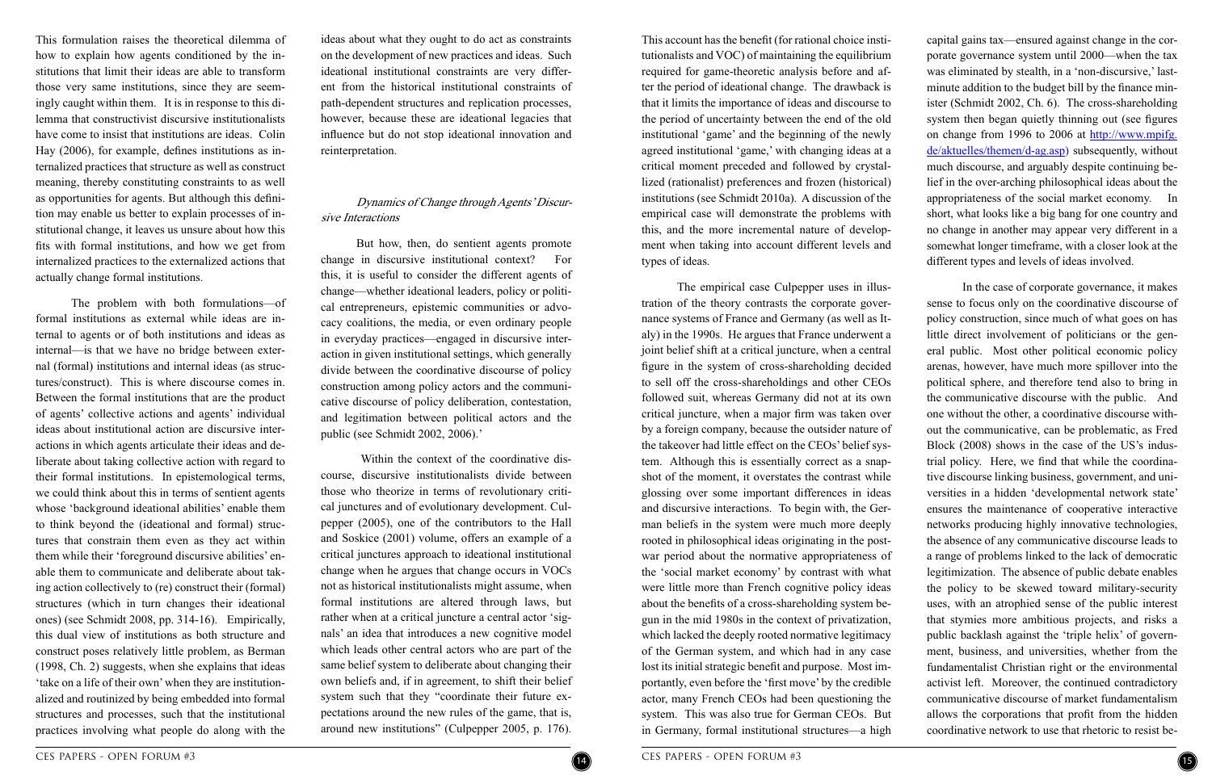This formulation raises the theoretical dilemma of how to explain how agents conditioned by the institutions that limit their ideas are able to transform those very same institutions, since they are seemingly caught within them. It is in response to this dilemma that constructivist discursive institutionalists have come to insist that institutions are ideas. Colin Hay (2006), for example, defines institutions as internalized practices that structure as well as construct meaning, thereby constituting constraints to as well as opportunities for agents. But although this definition may enable us better to explain processes of institutional change, it leaves us unsure about how this fits with formal institutions, and how we get from internalized practices to the externalized actions that actually change formal institutions.

The problem with both formulations—of formal institutions as external while ideas are internal to agents or of both institutions and ideas as internal—is that we have no bridge between external (formal) institutions and internal ideas (as structures/construct). This is where discourse comes in. Between the formal institutions that are the product of agents' collective actions and agents' individual ideas about institutional action are discursive interactions in which agents articulate their ideas and deliberate about taking collective action with regard to their formal institutions. In epistemological terms, we could think about this in terms of sentient agents whose 'background ideational abilities' enable them to think beyond the (ideational and formal) structures that constrain them even as they act within them while their 'foreground discursive abilities' enable them to communicate and deliberate about taking action collectively to (re) construct their (formal) structures (which in turn changes their ideational ones) (see Schmidt 2008, pp. 314-16). Empirically, this dual view of institutions as both structure and construct poses relatively little problem, as Berman (1998, Ch. 2) suggests, when she explains that ideas 'take on a life of their own' when they are institutionalized and routinized by being embedded into formal structures and processes, such that the institutional practices involving what people do along with the ideas about what they ought to do act as constraints on the development of new practices and ideas. Such ideational institutional constraints are very different from the historical institutional constraints of path-dependent structures and replication processes, however, because these are ideational legacies that influence but do not stop ideational innovation and reinterpretation.

### *Dynamics of Change through Agents' Discursive Interactions*

But how, then, do sentient agents promote change in discursive institutional context? For this, it is useful to consider the different agents of change—whether ideational leaders, policy or political entrepreneurs, epistemic communities or advocacy coalitions, the media, or even ordinary people in everyday practices—engaged in discursive interaction in given institutional settings, which generally divide between the coordinative discourse of policy construction among policy actors and the communicative discourse of policy deliberation, contestation, and legitimation between political actors and the public (see Schmidt 2002, 2006).'

Within the context of the coordinative discourse, discursive institutionalists divide between those who theorize in terms of revolutionary critical junctures and of evolutionary development. Culpepper (2005), one of the contributors to the Hall and Soskice (2001) volume, offers an example of a critical junctures approach to ideational institutional change when he argues that change occurs in VOCs not as historical institutionalists might assume, when formal institutions are altered through laws, but rather when at a critical juncture a central actor 'signals' an idea that introduces a new cognitive model which leads other central actors who are part of the same belief system to deliberate about changing their own beliefs and, if in agreement, to shift their belief system such that they "coordinate their future expectations around the new rules of the game, that is, around new institutions" (Culpepper 2005, p. 176). This account has the benefit (for rational choice institutionalists and VOC) of maintaining the equilibrium required for game-theoretic analysis before and after the period of ideational change. The drawback is that it limits the importance of ideas and discourse to the period of uncertainty between the end of the old institutional 'game' and the beginning of the newly agreed institutional 'game,' with changing ideas at a critical moment preceded and followed by crystallized (rationalist) preferences and frozen (historical) institutions (see Schmidt 2010a). A discussion of the empirical case will demonstrate the problems with this, and the more incremental nature of development when taking into account different levels and types of ideas.

The empirical case Culpepper uses in illustration of the theory contrasts the corporate governance systems of France and Germany (as well as Italy) in the 1990s. He argues that France underwent a joint belief shift at a critical juncture, when a central figure in the system of cross-shareholding decided to sell off the cross-shareholdings and other CEOs followed suit, whereas Germany did not at its own critical juncture, when a major firm was taken over by a foreign company, because the outsider nature of the takeover had little effect on the CEOs' belief system. Although this is essentially correct as a snapshot of the moment, it overstates the contrast while glossing over some important differences in ideas and discursive interactions. To begin with, the German beliefs in the system were much more deeply rooted in philosophical ideas originating in the postwar period about the normative appropriateness of the 'social market economy' by contrast with what were little more than French cognitive policy ideas about the benefits of a cross-shareholding system begun in the mid 1980s in the context of privatization, which lacked the deeply rooted normative legitimacy of the German system, and which had in any case lost its initial strategic benefit and purpose. Most importantly, even before the 'first move' by the credible actor, many French CEOs had been questioning the system. This was also true for German CEOs. But in Germany, formal institutional structures—a high capital gains tax—ensured against change in the corporate governance system until 2000—when the tax was eliminated by stealth, in a 'non-discursive,' last-minute addition to the budget bill by the finance minister (Schmidt 2002, Ch. 6). The cross-shareholding system then began quietly thinning out (see figures on change from 1996 to 2006 at http://www.mpifg.de/aktuelles/themen/d-ag.asp) subsequently, without much discourse, and arguably despite continuing belief in the over-arching philosophical ideas about the appropriateness of the social market economy. In short, what looks like a big bang for one country and no change in another may appear very different in a somewhat longer timeframe, with a closer look at the different types and levels of ideas involved.

In the case of corporate governance, it makes sense to focus only on the coordinative discourse of policy construction, since much of what goes on has little direct involvement of politicians or the general public. Most other political economic policy arenas, however, have much more spillover into the political sphere, and therefore tend also to bring in the communicative discourse with the public. And one without the other, a coordinative discourse without the communicative, can be problematic, as Fred Block (2008) shows in the case of the US's industrial policy. Here, we find that while the coordinative discourse linking business, government, and universities in a hidden 'developmental network state' ensures the maintenance of cooperative interactive networks producing highly innovative technologies, the absence of any communicative discourse leads to a range of problems linked to the lack of democratic legitimization. The absence of public debate enables the policy to be skewed toward military-security uses, with an atrophied sense of the public interest that stymies more ambitious projects, and risks a public backlash against the 'triple helix' of government, business, and universities, whether from the fundamentalist Christian right or the environmental activist left. Moreover, the continued contradictory communicative discourse of market fundamentalism allows the corporations that profit from the hidden coordinative network to use that rhetoric to resist be-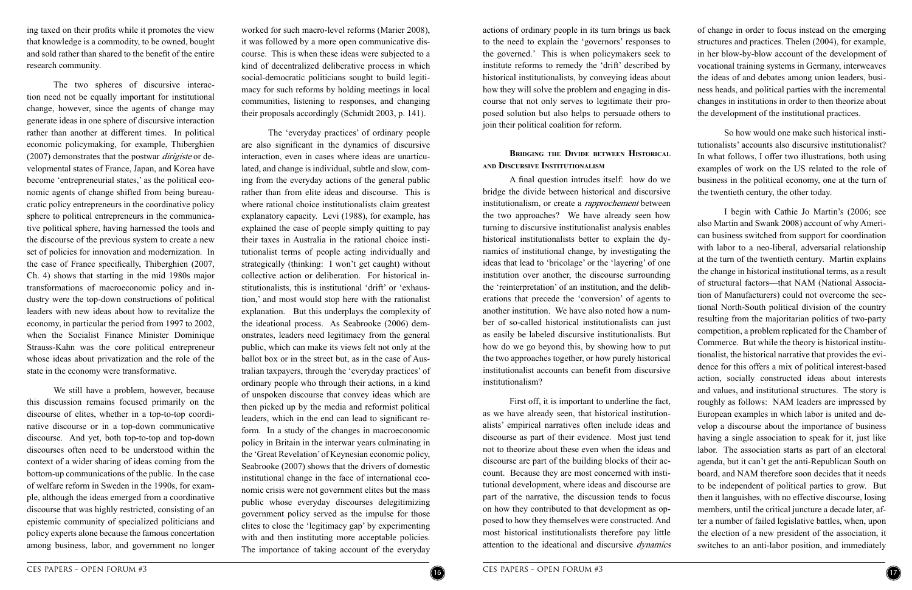ing taxed on their profits while it promotes the view that knowledge is a commodity, to be owned, bought and sold rather than shared to the benefit of the entire research community.

The two spheres of discursive interaction need not be equally important for institutional change, however, since the agents of change may generate ideas in one sphere of discursive interaction rather than another at different times. In political economic policymaking, for example, Thiberghien (2007) demonstrates that the postwar *dirigiste* or developmental states of France, Japan, and Korea have become 'entrepreneurial states,' as the political economic agents of change shifted from being bureaucratic policy entrepreneurs in the coordinative policy sphere to political entrepreneurs in the communicative political sphere, having harnessed the tools and the discourse of the previous system to create a new set of policies for innovation and modernization. In the case of France specifically, Thiberghien (2007, Ch. 4) shows that starting in the mid 1980s major transformations of macroeconomic policy and industry were the top-down constructions of political leaders with new ideas about how to revitalize the economy, in particular the period from 1997 to 2002, when the Socialist Finance Minister Dominique Strauss-Kahn was the core political entrepreneur whose ideas about privatization and the role of the state in the economy were transformative.

We still have a problem, however, because this discussion remains focused primarily on the discourse of elites, whether in a top-to-top coordinative discourse or in a top-down communicative discourse. And yet, both top-to-top and top-down discourses often need to be understood within the context of a wider sharing of ideas coming from the bottom-up communications of the public. In the case of welfare reform in Sweden in the 1990s, for example, although the ideas emerged from a coordinative discourse that was highly restricted, consisting of an epistemic community of specialized politicians and policy experts alone because the famous concertation among business, labor, and government no longer worked for such macro-level reforms (Marier 2008), it was followed by a more open communicative discourse. This is when these ideas were subjected to a kind of decentralized deliberative process in which social-democratic politicians sought to build legitimacy for such reforms by holding meetings in local communities, listening to responses, and changing their proposals accordingly (Schmidt 2003, p. 141).

The 'everyday practices' of ordinary people are also significant in the dynamics of discursive interaction, even in cases where ideas are unarticulated, and change is individual, subtle and slow, coming from the everyday actions of the general public rather than from elite ideas and discourse. This is where rational choice institutionalists claim greatest explanatory capacity. Levi (1988), for example, has explained the case of people simply quitting to pay their taxes in Australia in the rational choice institutionalist terms of people acting individually and strategically (thinking: I won't get caught) without collective action or deliberation. For historical institutionalists, this is institutional 'drift' or 'exhaustion,' and most would stop here with the rationalist explanation. But this underplays the complexity of the ideational process. As Seabrooke (2006) demonstrates, leaders need legitimacy from the general public, which can make its views felt not only at the ballot box or in the street but, as in the case of Australian taxpayers, through the 'everyday practices' of ordinary people who through their actions, in a kind of unspoken discourse that convey ideas which are then picked up by the media and reformist political leaders, which in the end can lead to significant reform. In a study of the changes in macroeconomic policy in Britain in the interwar years culminating in the 'Great Revelation' of Keynesian economic policy, Seabrooke (2007) shows that the drivers of domestic institutional change in the face of international economic crisis were not government elites but the mass public whose everyday discourses delegitimizing government policy served as the impulse for those elites to close the 'legitimacy gap' by experimenting with and then instituting more acceptable policies. The importance of taking account of the everyday actions of ordinary people in its turn brings us back to the need to explain the 'governors' responses to the governed.' This is when policymakers seek to institute reforms to remedy the 'drift' described by historical institutionalists, by conveying ideas about how they will solve the problem and engaging in discourse that not only serves to legitimate their proposed solution but also helps to persuade others to join their political coalition for reform.

### Bridging the Divide between Historical and Discursive Institutionalism

A final question intrudes itself: how do we bridge the divide between historical and discursive institutionalism, or create a *rapprochement* between the two approaches? We have already seen how turning to discursive institutionalist analysis enables historical institutionalists better to explain the dynamics of institutional change, by investigating the ideas that lead to 'bricolage' or the 'layering' of one institution over another, the discourse surrounding the 'reinterpretation' of an institution, and the deliberations that precede the 'conversion' of agents to another institution. We have also noted how a number of so-called historical institutionalists can just as easily be labeled discursive institutionalists. But how do we go beyond this, by showing how to put the two approaches together, or how purely historical institutionalist accounts can benefit from discursive institutionalism?

First off, it is important to underline the fact, as we have already seen, that historical institutionalists' empirical narratives often include ideas and discourse as part of their evidence. Most just tend not to theorize about these even when the ideas and discourse are part of the building blocks of their account. Because they are most concerned with institutional development, where ideas and discourse are part of the narrative, the discussion tends to focus on how they contributed to that development as opposed to how they themselves were constructed. And most historical institutionalists therefore pay little attention to the ideational and discursive *dynamics* of change in order to focus instead on the emerging structures and practices. Thelen (2004), for example, in her blow-by-blow account of the development of vocational training systems in Germany, interweaves the ideas of and debates among union leaders, business heads, and political parties with the incremental changes in institutions in order to then theorize about the development of the institutional practices.

So how would one make such historical institutionalists' accounts also discursive institutionalist? In what follows, I offer two illustrations, both using examples of work on the US related to the role of business in the political economy, one at the turn of the twentieth century, the other today.

I begin with Cathie Jo Martin's (2006; see also Martin and Swank 2008) account of why American business switched from support for coordination with labor to a neo-liberal, adversarial relationship at the turn of the twentieth century. Martin explains the change in historical institutional terms, as a result of structural factors—that NAM (National Association of Manufacturers) could not overcome the sectional North-South political division of the country resulting from the majoritarian politics of two-party competition, a problem replicated for the Chamber of Commerce. But while the theory is historical institutionalist, the historical narrative that provides the evidence for this offers a mix of political interest-based action, socially constructed ideas about interests and values, and institutional structures. The story is roughly as follows: NAM leaders are impressed by European examples in which labor is united and develop a discourse about the importance of business having a single association to speak for it, just like labor. The association starts as part of an electoral agenda, but it can't get the anti-Republican South on board, and NAM therefore soon decides that it needs to be independent of political parties to grow. But then it languishes, with no effective discourse, losing members, until the critical juncture a decade later, after a number of failed legislative battles, when, upon the election of a new president of the association, it switches to an anti-labor position, and immediately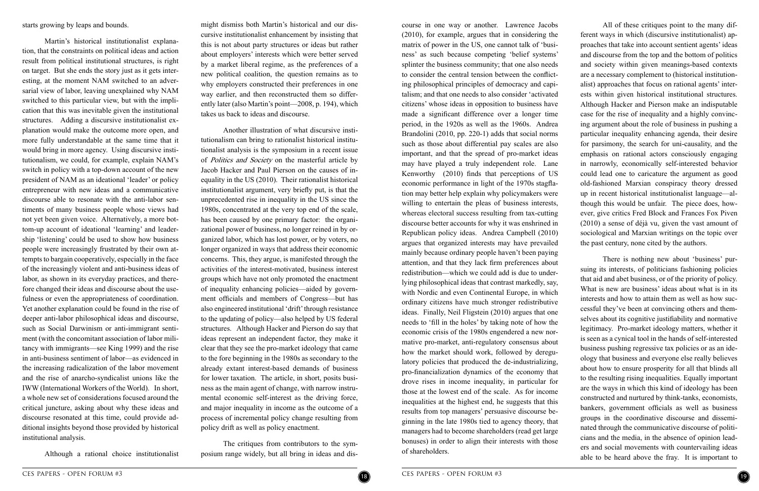starts growing by leaps and bounds.

Martin's historical institutionalist explanation, that the constraints on political ideas and action result from political institutional structures, is right on target. But she ends the story just as it gets interesting, at the moment NAM switched to an adversarial view of labor, leaving unexplained why NAM switched to this particular view, but with the implication that this was inevitable given the institutional structures. Adding a discursive institutionalist explanation would make the outcome more open, and more fully understandable at the same time that it would bring in more agency. Using discursive institutionalism, we could, for example, explain NAM's switch in policy with a top-down account of the new president of NAM as an ideational 'leader' or policy entrepreneur with new ideas and a communicative discourse able to resonate with the anti-labor sentiments of many business people whose views had not yet been given voice. Alternatively, a more bottom-up account of ideational 'learning' and leadership 'listening' could be used to show how business people were increasingly frustrated by their own attempts to bargain cooperatively, especially in the face of the increasingly violent and anti-business ideas of labor, as shown in its everyday practices, and therefore changed their ideas and discourse about the usefulness or even the appropriateness of coordination. Yet another explanation could be found in the rise of deeper anti-labor philosophical ideas and discourse, such as Social Darwinism or anti-immigrant sentiment (with the concomitant association of labor militancy with immigrants—see King 1999) and the rise in anti-business sentiment of labor—as evidenced in the increasing radicalization of the labor movement and the rise of anarcho-syndicalist unions like the IWW (International Workers of the World). In short, a whole new set of considerations focused around the critical juncture, asking about why these ideas and discourse resonated at this time, could provide additional insights beyond those provided by historical institutional analysis.

Although a rational choice institutionalist might dismiss both Martin's historical and our discursive institutionalist enhancement by insisting that this is not about party structures or ideas but rather about employers' interests which were better served by a market liberal regime, as the preferences of a new political coalition, the question remains as to why employers constructed their preferences in one way earlier, and then reconstructed them so differently later (also Martin's point—2008, p. 194), which takes us back to ideas and discourse.

Another illustration of what discursive institutionalism can bring to rationalist historical institutionalist analysis is the symposium in a recent issue of *Politics and Society* on the masterful article by Jacob Hacker and Paul Pierson on the causes of inequality in the US (2010). Their rationalist historical institutionalist argument, very briefly put, is that the unprecedented rise in inequality in the US since the 1980s, concentrated at the very top end of the scale, has been caused by one primary factor: the organizational power of business, no longer reined in by organized labor, which has lost power, or by voters, no longer organized in ways that address their economic concerns. This, they argue, is manifested through the activities of the interest-motivated, business interest groups which have not only promoted the enactment of inequality enhancing policies—aided by government officials and members of Congress—but has also engineered institutional 'drift' through resistance to the updating of policy—also helped by US federal structures. Although Hacker and Pierson do say that ideas represent an independent factor, they make it clear that they see the pro-market ideology that came to the fore beginning in the 1980s as secondary to the already extant interest-based demands of business for lower taxation. The article, in short, posits business as the main agent of change, with narrow instrumental economic self-interest as the driving force, and major inequality in income as the outcome of a process of incremental policy change resulting from policy drift as well as policy enactment.

The critiques from contributors to the symposium range widely, but all bring in ideas and discourse in one way or another. Lawrence Jacobs (2010), for example, argues that in considering the matrix of power in the US, one cannot talk of 'business' as such because competing 'belief systems' splinter the business community; that one also needs to consider the central tension between the conflicting philosophical principles of democracy and capitalism; and that one needs to also consider 'activated citizens' whose ideas in opposition to business have made a significant difference over a longer time period, in the 1920s as well as the 1960s. Andrea Brandolini (2010, pp. 220-1) adds that social norms such as those about differential pay scales are also important, and that the spread of pro-market ideas may have played a truly independent role. Lane Kenworthy (2010) finds that perceptions of US economic performance in light of the 1970s stagflation may better help explain why policymakers were willing to entertain the pleas of business interests, whereas electoral success resulting from tax-cutting discourse better accounts for why it was enshrined in Republican policy ideas. Andrea Campbell (2010) argues that organized interests may have prevailed mainly because ordinary people haven't been paying attention, and that they lack firm preferences about redistribution—which we could add is due to underlying philosophical ideas that contrast markedly, say, with Nordic and even Continental Europe, in which ordinary citizens have much stronger redistributive ideas. Finally, Neil Fligstein (2010) argues that one needs to 'fill in the holes' by taking note of how the economic crisis of the 1980s engendered a new normative pro-market, anti-regulatory consensus about how the market should work, followed by deregulatory policies that produced the de-industrializing, pro-financialization dynamics of the economy that drove rises in income inequality, in particular for those at the lowest end of the scale. As for income inequalities at the highest end, he suggests that this results from top managers' persuasive discourse beginning in the late 1980s tied to agency theory, that managers had to become shareholders (read get large bonuses) in order to align their interests with those of shareholders.

All of these critiques point to the many different ways in which (discursive institutionalist) approaches that take into account sentient agents' ideas and discourse from the top and the bottom of politics and society within given meanings-based contexts are a necessary complement to (historical institutionalist) approaches that focus on rational agents' interests within given historical institutional structures. Although Hacker and Pierson make an indisputable case for the rise of inequality and a highly convincing argument about the role of business in pushing a particular inequality enhancing agenda, their desire for parsimony, the search for uni-causality, and the emphasis on rational actors consciously engaging in narrowly, economically self-interested behavior could lead one to caricature the argument as good old-fashioned Marxian conspiracy theory dressed up in recent historical institutionalist language—although this would be unfair. The piece does, however, give critics Fred Block and Frances Fox Piven (2010) a sense of déjà vu, given the vast amount of sociological and Marxian writings on the topic over the past century, none cited by the authors.

There is nothing new about 'business' pursuing its interests, of politicians fashioning policies that aid and abet business, or of the priority of policy. What is new are business' ideas about what is in its interests and how to attain them as well as how successful they've been at convincing others and themselves about its cognitive justifiability and normative legitimacy. Pro-market ideology matters, whether it is seen as a cynical tool in the hands of self-interested business pushing regressive tax policies or as an ideology that business and everyone else really believes about how to ensure prosperity for all that blinds all to the resulting rising inequalities. Equally important are the ways in which this kind of ideology has been constructed and nurtured by think-tanks, economists, bankers, government officials as well as business groups in the coordinative discourse and disseminated through the communicative discourse of politicians and the media, in the absence of opinion leaders and social movements with countervailing ideas able to be heard above the fray. It is important to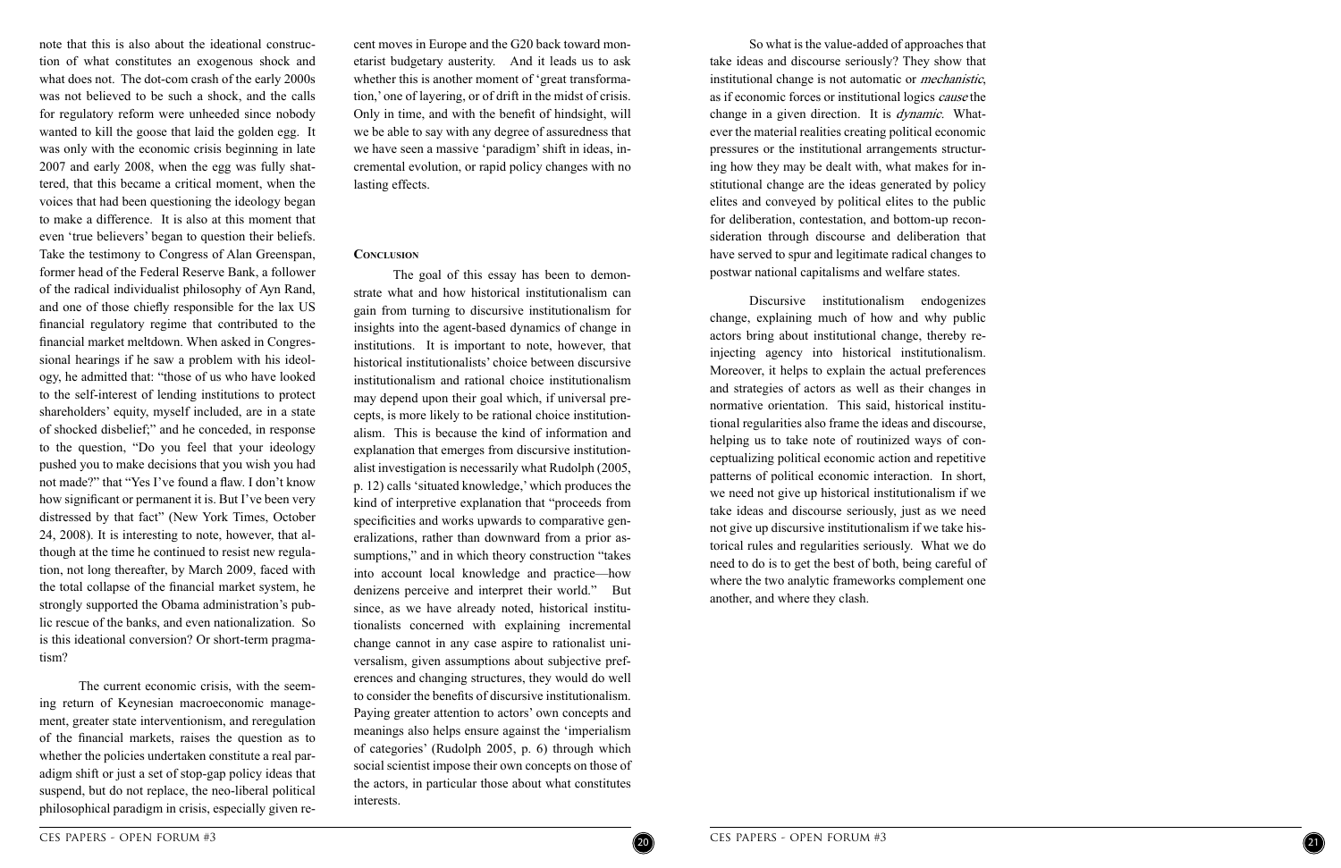note that this is also about the ideational construction of what constitutes an exogenous shock and what does not. The dot-com crash of the early 2000s was not believed to be such a shock, and the calls for regulatory reform were unheeded since nobody wanted to kill the goose that laid the golden egg. It was only with the economic crisis beginning in late 2007 and early 2008, when the egg was fully shattered, that this became a critical moment, when the voices that had been questioning the ideology began to make a difference. It is also at this moment that even 'true believers' began to question their beliefs. Take the testimony to Congress of Alan Greenspan, former head of the Federal Reserve Bank, a follower of the radical individualist philosophy of Ayn Rand, and one of those chiefly responsible for the lax US financial regulatory regime that contributed to the financial market meltdown. When asked in Congressional hearings if he saw a problem with his ideology, he admitted that: "those of us who have looked to the self-interest of lending institutions to protect shareholders' equity, myself included, are in a state of shocked disbelief;" and he conceded, in response to the question, "Do you feel that your ideology pushed you to make decisions that you wish you had not made?" that "Yes I've found a flaw. I don't know how significant or permanent it is. But I've been very distressed by that fact" (New York Times, October 24, 2008). It is interesting to note, however, that although at the time he continued to resist new regulation, not long thereafter, by March 2009, faced with the total collapse of the financial market system, he strongly supported the Obama administration's public rescue of the banks, and even nationalization. So is this ideational conversion? Or short-term pragmatism?

The current economic crisis, with the seeming return of Keynesian macroeconomic management, greater state interventionism, and reregulation of the financial markets, raises the question as to whether the policies undertaken constitute a real paradigm shift or just a set of stop-gap policy ideas that suspend, but do not replace, the neo-liberal political philosophical paradigm in crisis, especially given recent moves in Europe and the G20 back toward monetarist budgetary austerity. And it leads us to ask whether this is another moment of 'great transformation,' one of layering, or of drift in the midst of crisis. Only in time, and with the benefit of hindsight, will we be able to say with any degree of assuredness that we have seen a massive 'paradigm' shift in ideas, incremental evolution, or rapid policy changes with no lasting effects.

## Conclusion

The goal of this essay has been to demonstrate what and how historical institutionalism can gain from turning to discursive institutionalism for insights into the agent-based dynamics of change in institutions. It is important to note, however, that historical institutionalists' choice between discursive institutionalism and rational choice institutionalism may depend upon their goal which, if universal precepts, is more likely to be rational choice institutionalism. This is because the kind of information and explanation that emerges from discursive institutionalist investigation is necessarily what Rudolph (2005, p. 12) calls 'situated knowledge,' which produces the kind of interpretive explanation that "proceeds from specificities and works upwards to comparative generalizations, rather than downward from a prior assumptions," and in which theory construction "takes into account local knowledge and practice—how denizens perceive and interpret their world." But since, as we have already noted, historical institutionalists concerned with explaining incremental change cannot in any case aspire to rationalist universalism, given assumptions about subjective preferences and changing structures, they would do well to consider the benefits of discursive institutionalism. Paying greater attention to actors' own concepts and meanings also helps ensure against the 'imperialism of categories' (Rudolph 2005, p. 6) through which social scientist impose their own concepts on those of the actors, in particular those about what constitutes interests.

So what is the value-added of approaches that take ideas and discourse seriously? They show that institutional change is not automatic or *mechanistic*, as if economic forces or institutional logics *cause* the change in a given direction. It is *dynamic*. Whatever the material realities creating political economic pressures or the institutional arrangements structuring how they may be dealt with, what makes for institutional change are the ideas generated by policy elites and conveyed by political elites to the public for deliberation, contestation, and bottom-up reconsideration through discourse and deliberation that have served to spur and legitimate radical changes to postwar national capitalisms and welfare states.

Discursive institutionalism endogenizes change, explaining much of how and why public actors bring about institutional change, thereby re-injecting agency into historical institutionalism. Moreover, it helps to explain the actual preferences and strategies of actors as well as their changes in normative orientation. This said, historical institutional regularities also frame the ideas and discourse, helping us to take note of routinized ways of conceptualizing political economic action and repetitive patterns of political economic interaction. In short, we need not give up historical institutionalism if we take ideas and discourse seriously, just as we need not give up discursive institutionalism if we take historical rules and regularities seriously. What we do need to do is to get the best of both, being careful of where the two analytic frameworks complement one another, and where they clash.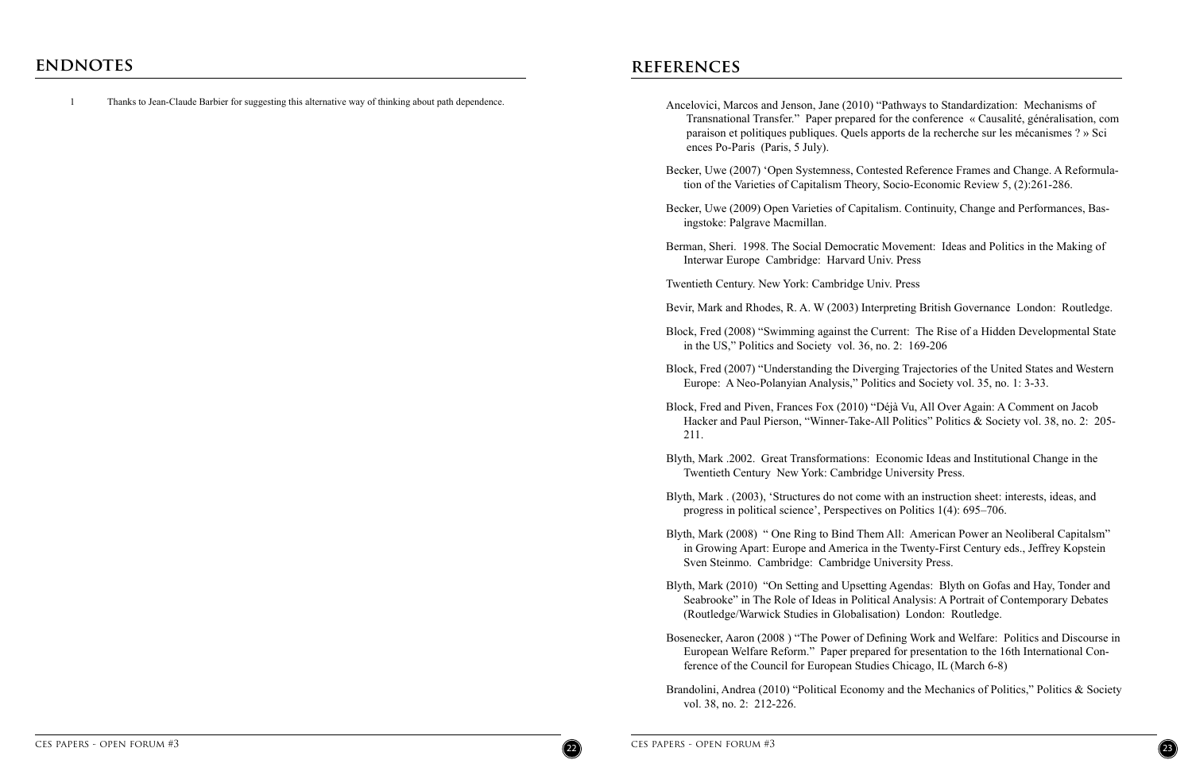## ENDNOTES

1 Thanks to Jean-Claude Barbier for suggesting this alternative way of thinking about path dependence.

## REFERENCES

Ancelovici, Marcos and Jenson, Jane (2010) "Pathways to Standardization: Mechanisms of Transnational Transfer." Paper prepared for the conference « Causalité, généralisation, com paraison et politiques publiques. Quels apports de la recherche sur les mécanismes ? » Sci ences Po-Paris (Paris, 5 July).

Becker, Uwe (2007) 'Open Systemness, Contested Reference Frames and Change. A Reformulation of the Varieties of Capitalism Theory, Socio-Economic Review 5, (2):261-286.

Becker, Uwe (2009) Open Varieties of Capitalism. Continuity, Change and Performances, Basingstoke: Palgrave Macmillan.

Berman, Sheri. 1998. The Social Democratic Movement: Ideas and Politics in the Making of Interwar Europe Cambridge: Harvard Univ. Press

Twentieth Century. New York: Cambridge Univ. Press

Bevir, Mark and Rhodes, R. A. W (2003) Interpreting British Governance London: Routledge.

Block, Fred (2008) "Swimming against the Current: The Rise of a Hidden Developmental State in the US," Politics and Society vol. 36, no. 2: 169-206

Block, Fred (2007) "Understanding the Diverging Trajectories of the United States and Western Europe: A Neo-Polanyian Analysis," Politics and Society vol. 35, no. 1: 3-33.

Block, Fred and Piven, Frances Fox (2010) "Déjà Vu, All Over Again: A Comment on Jacob Hacker and Paul Pierson, "Winner-Take-All Politics" Politics & Society vol. 38, no. 2: 205-211.

Blyth, Mark .2002. Great Transformations: Economic Ideas and Institutional Change in the Twentieth Century New York: Cambridge University Press.

Blyth, Mark . (2003), 'Structures do not come with an instruction sheet: interests, ideas, and progress in political science', Perspectives on Politics 1(4): 695–706.

Blyth, Mark (2008) " One Ring to Bind Them All: American Power an Neoliberal Capitalsm" in Growing Apart: Europe and America in the Twenty-First Century eds., Jeffrey Kopstein Sven Steinmo. Cambridge: Cambridge University Press.

Blyth, Mark (2010) "On Setting and Upsetting Agendas: Blyth on Gofas and Hay, Tonder and Seabrooke" in The Role of Ideas in Political Analysis: A Portrait of Contemporary Debates (Routledge/Warwick Studies in Globalisation) London: Routledge.

Bosenecker, Aaron (2008 ) "The Power of Defining Work and Welfare: Politics and Discourse in European Welfare Reform." Paper prepared for presentation to the 16th International Conference of the Council for European Studies Chicago, IL (March 6-8)

Brandolini, Andrea (2010) "Political Economy and the Mechanics of Politics," Politics & Society vol. 38, no. 2: 212-226.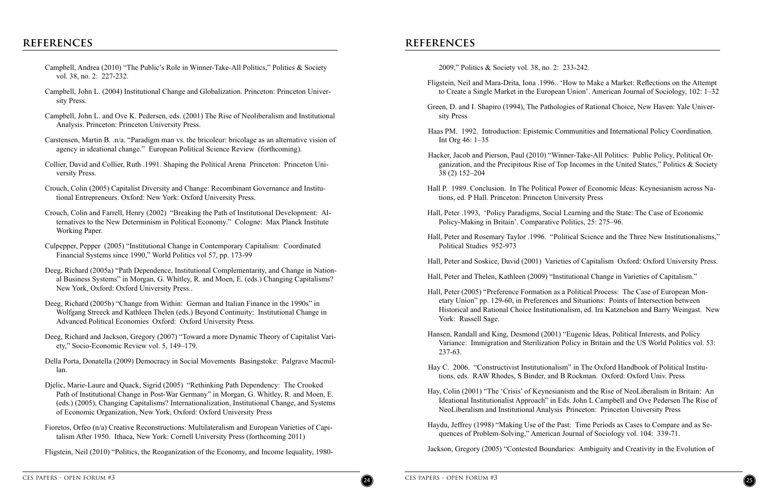# REFERENCES

Campbell, Andrea (2010) "The Public's Role in Winner-Take-All Politics," Politics & Society vol. 38, no. 2: 227-232.

Campbell, John L. (2004) Institutional Change and Globalization. Princeton: Princeton University Press.

Campbell, John L. and Ove K. Pedersen, eds. (2001) The Rise of Neoliberalism and Institutional Analysis. Princeton: Princeton University Press.

Carstensen, Martin B. .n/a. "Paradigm man vs. the bricoleur: bricolage as an alternative vision of agency in ideational change." European Political Science Review (forthcoming).

Collier, David and Collier, Ruth .1991. Shaping the Political Arena Princeton: Princeton University Press.

Crouch, Colin (2005) Capitalist Diversity and Change: Recombinant Governance and Institutional Entrepreneurs. Oxford: New York: Oxford University Press.

Crouch, Colin and Farrell, Henry (2002) "Breaking the Path of Institutional Development: Alternatives to the New Determinism in Political Economy." Cologne: Max Planck Institute Working Paper.

Culpepper, Pepper (2005) "Institutional Change in Contemporary Capitalism: Coordinated Financial Systems since 1990," World Politics vol 57, pp. 173-99

Deeg, Richard (2005a) "Path Dependence, Institutional Complementarity, and Change in National Business Systems" in Morgan, G. Whitley, R. and Moen, E. (eds.) Changing Capitalisms? New York, Oxford: Oxford University Press..

Deeg, Richard (2005b) "Change from Within: German and Italian Finance in the 1990s" in Wolfgang Streeck and Kathleen Thelen (eds.) Beyond Continuity: Institutional Change in Advanced Political Economies Oxford: Oxford University Press.

Deeg, Richard and Jackson, Gregory (2007) "Toward a more Dynamic Theory of Capitalist Variety," Socio-Economic Review vol. 5, 149–179.

Della Porta, Donatella (2009) Democracy in Social Movements Basingstoke: Palgrave Macmillan.

Djelic, Marie-Laure and Quack, Sigrid (2005) "Rethinking Path Dependency: The Crooked Path of Institutional Change in Post-War Germany" in Morgan, G. Whitley, R. and Moen, E. (eds.) (2005), Changing Capitalisms? Internationalization, Institutional Change, and Systems of Economic Organization, New York, Oxford: Oxford University Press

Fioretos, Orfeo (n/a) Creative Reconstructions: Multilateralism and European Varieties of Capitalism After 1950. Ithaca, New York: Cornell University Press (forthcoming 2011)

Fligstein, Neil (2010) "Politics, the Reoganization of the Economy, and Income Iequality, 1980-2009," Politics & Society vol. 38, no. 2: 233-242.

Fligstein, Neil and Mara-Drita, Iona .1996.. 'How to Make a Market: Reflections on the Attempt to Create a Single Market in the European Union'. American Journal of Sociology, 102: 1–32

Green, D. and I. Shapiro (1994), The Pathologies of Rational Choice, New Haven: Yale University Press

Haas PM. 1992. Introduction: Epistemic Communities and International Policy Coordination. Int Org 46: 1–35

Hacker, Jacob and Pierson, Paul (2010) "Winner-Take-All Politics: Public Policy, Political Organization, and the Precipitous Rise of Top Incomes in the United States," Politics & Society 38 (2) 152–204

Hall P. 1989. Conclusion. In The Political Power of Economic Ideas: Keynesianism across Nations, ed. P Hall. Princeton: Princeton University Press

Hall, Peter .1993, 'Policy Paradigms, Social Learning and the State: The Case of Economic Policy-Making in Britain'. Comparative Politics, 25: 275–96.

Hall, Peter and Rosemary Taylor .1996. "Political Science and the Three New Institutionalisms," Political Studies 952-973

Hall, Peter and Soskice, David (2001) Varieties of Capitalism Oxford: Oxford University Press.

Hall, Peter and Thelen, Kathleen (2009) "Institutional Change in Varieties of Capitalism."

Hall, Peter (2005) "Preference Formation as a Political Process: The Case of European Monetary Union" pp. 129-60, in Preferences and Situations: Points of Intersection between Historical and Rational Choice Institutionalism, ed. Ira Katznelson and Barry Weingast. New York: Russell Sage.

Hansen, Randall and King, Desmond (2001) "Eugenic Ideas, Political Interests, and Policy Variance: Immigration and Sterilization Policy in Britain and the US World Politics vol. 53: 237-63.

Hay C. 2006. "Constructivist Institutionalism" in The Oxford Handbook of Political Institutions, eds. RAW Rhodes, S Binder, and B Rockman. Oxford: Oxford Univ. Press

Hay, Colin (2001) "The 'Crisis' of Keynesianism and the Rise of NeoLiberalism in Britain: An Ideational Institutionalist Approach" in Eds. John L Campbell and Ove Pedersen The Rise of NeoLiberalism and Institutional Analysis Princeton: Princeton University Press

Haydu, Jeffrey (1998) "Making Use of the Past: Time Periods as Cases to Compare and as Sequences of Problem-Solving," American Journal of Sociology vol. 104: 339-71.

Jackson, Gregory (2005) "Contested Boundaries: Ambiguity and Creativity in the Evolution of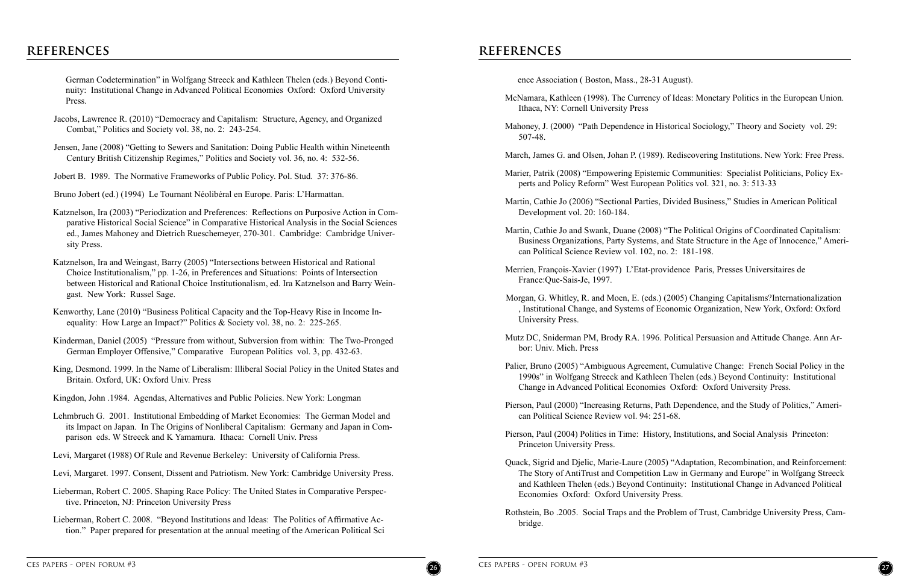## REFERENCES

German Codetermination" in Wolfgang Streeck and Kathleen Thelen (eds.) Beyond Continuity: Institutional Change in Advanced Political Economies Oxford: Oxford University Press.

Jacobs, Lawrence R. (2010) "Democracy and Capitalism: Structure, Agency, and Organized Combat," Politics and Society vol. 38, no. 2: 243-254.

Jensen, Jane (2008) "Getting to Sewers and Sanitation: Doing Public Health within Nineteenth Century British Citizenship Regimes," Politics and Society vol. 36, no. 4: 532-56.

Jobert B. 1989. The Normative Frameworks of Public Policy. Pol. Stud. 37: 376-86.

Bruno Jobert (ed.) (1994) Le Tournant Néolibéral en Europe. Paris: L'Harmattan.

Katznelson, Ira (2003) "Periodization and Preferences: Reflections on Purposive Action in Comparative Historical Social Science" in Comparative Historical Analysis in the Social Sciences ed., James Mahoney and Dietrich Rueschemeyer, 270-301. Cambridge: Cambridge University Press.

Katznelson, Ira and Weingast, Barry (2005) "Intersections between Historical and Rational Choice Institutionalism," pp. 1-26, in Preferences and Situations: Points of Intersection between Historical and Rational Choice Institutionalism, ed. Ira Katznelson and Barry Weingast. New York: Russel Sage.

Kenworthy, Lane (2010) "Business Political Capacity and the Top-Heavy Rise in Income Inequality: How Large an Impact?" Politics & Society vol. 38, no. 2: 225-265.

Kinderman, Daniel (2005) "Pressure from without, Subversion from within: The Two-Pronged German Employer Offensive," Comparative European Politics vol. 3, pp. 432-63.

King, Desmond. 1999. In the Name of Liberalism: Illiberal Social Policy in the United States and Britain. Oxford, UK: Oxford Univ. Press

Kingdon, John .1984. Agendas, Alternatives and Public Policies. New York: Longman

Lehmbruch G. 2001. Institutional Embedding of Market Economies: The German Model and its Impact on Japan. In The Origins of Nonliberal Capitalism: Germany and Japan in Comparison eds. W Streeck and K Yamamura. Ithaca: Cornell Univ. Press

Levi, Margaret (1988) Of Rule and Revenue Berkeley: University of California Press.

Levi, Margaret. 1997. Consent, Dissent and Patriotism. New York: Cambridge University Press.

Lieberman, Robert C. 2005. Shaping Race Policy: The United States in Comparative Perspective. Princeton, NJ: Princeton University Press

Lieberman, Robert C. 2008. "Beyond Institutions and Ideas: The Politics of Affirmative Action." Paper prepared for presentation at the annual meeting of the American Political Science Association ( Boston, Mass., 28-31 August).

McNamara, Kathleen (1998). The Currency of Ideas: Monetary Politics in the European Union. Ithaca, NY: Cornell University Press

Mahoney, J. (2000) "Path Dependence in Historical Sociology," Theory and Society vol. 29: 507-48.

March, James G. and Olsen, Johan P. (1989). Rediscovering Institutions. New York: Free Press.

Marier, Patrik (2008) "Empowering Epistemic Communities: Specialist Politicians, Policy Experts and Policy Reform" West European Politics vol. 321, no. 3: 513-33

Martin, Cathie Jo (2006) "Sectional Parties, Divided Business," Studies in American Political Development vol. 20: 160-184.

Martin, Cathie Jo and Swank, Duane (2008) "The Political Origins of Coordinated Capitalism: Business Organizations, Party Systems, and State Structure in the Age of Innocence," American Political Science Review vol. 102, no. 2: 181-198.

Merrien, François-Xavier (1997) L'Etat-providence Paris, Presses Universitaires de France:Que-Sais-Je, 1997.

Morgan, G. Whitley, R. and Moen, E. (eds.) (2005) Changing Capitalisms?Internationalization , Institutional Change, and Systems of Economic Organization, New York, Oxford: Oxford University Press.

Mutz DC, Sniderman PM, Brody RA. 1996. Political Persuasion and Attitude Change. Ann Arbor: Univ. Mich. Press

Palier, Bruno (2005) "Ambiguous Agreement, Cumulative Change: French Social Policy in the 1990s" in Wolfgang Streeck and Kathleen Thelen (eds.) Beyond Continuity: Institutional Change in Advanced Political Economies Oxford: Oxford University Press.

Pierson, Paul (2000) "Increasing Returns, Path Dependence, and the Study of Politics," American Political Science Review vol. 94: 251-68.

Pierson, Paul (2004) Politics in Time: History, Institutions, and Social Analysis Princeton: Princeton University Press.

Quack, Sigrid and Djelic, Marie-Laure (2005) "Adaptation, Recombination, and Reinforcement: The Story of AntiTrust and Competition Law in Germany and Europe" in Wolfgang Streeck and Kathleen Thelen (eds.) Beyond Continuity: Institutional Change in Advanced Political Economies Oxford: Oxford University Press.

Rothstein, Bo .2005. Social Traps and the Problem of Trust, Cambridge University Press, Cambridge.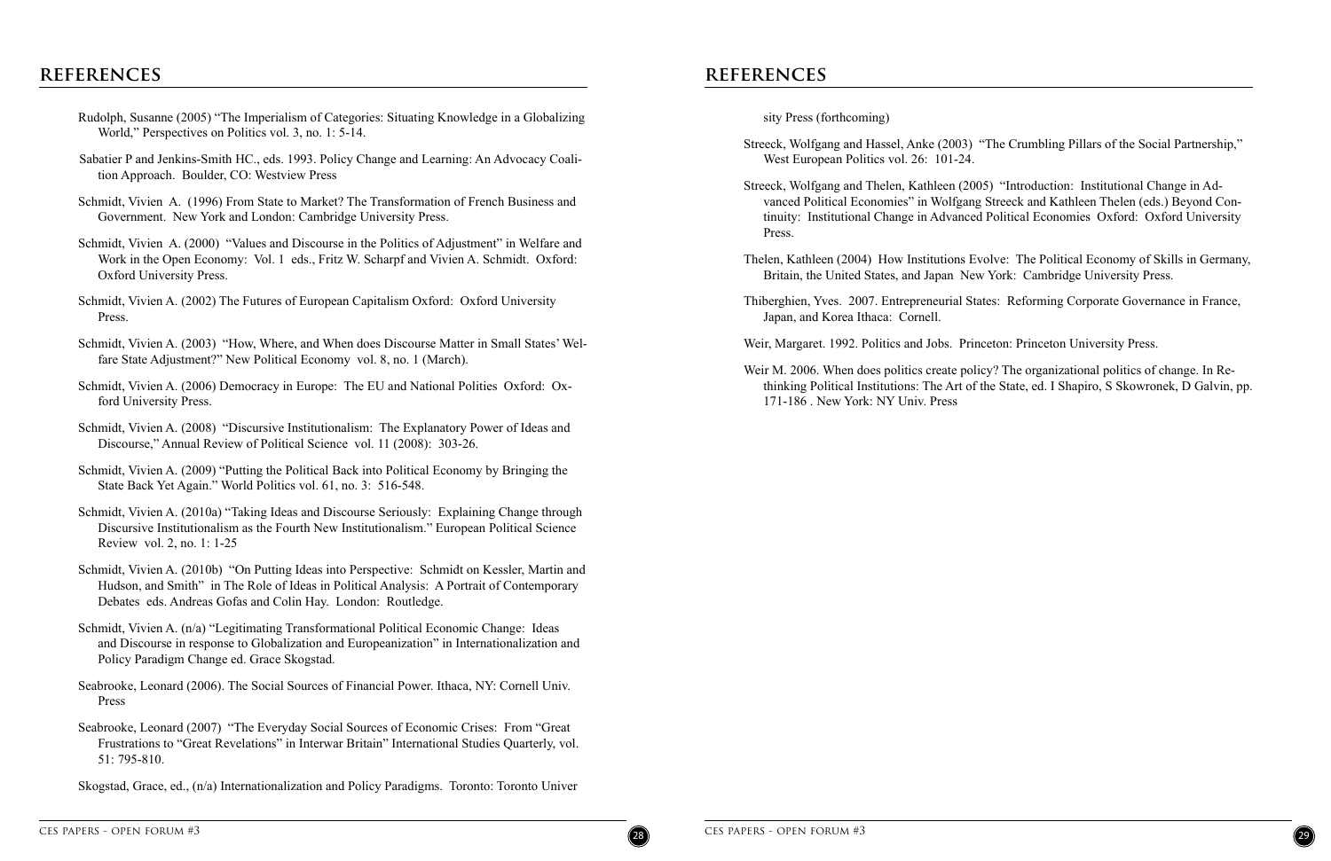## REFERENCES

Rudolph, Susanne (2005) "The Imperialism of Categories: Situating Knowledge in a Globalizing World," Perspectives on Politics vol. 3, no. 1: 5-14.

Sabatier P and Jenkins-Smith HC., eds. 1993. Policy Change and Learning: An Advocacy Coalition Approach. Boulder, CO: Westview Press

Schmidt, Vivien A. (1996) From State to Market? The Transformation of French Business and Government. New York and London: Cambridge University Press.

Schmidt, Vivien A. (2000) "Values and Discourse in the Politics of Adjustment" in Welfare and Work in the Open Economy: Vol. 1 eds., Fritz W. Scharpf and Vivien A. Schmidt. Oxford: Oxford University Press.

Schmidt, Vivien A. (2002) The Futures of European Capitalism Oxford: Oxford University Press.

Schmidt, Vivien A. (2003) "How, Where, and When does Discourse Matter in Small States' Welfare State Adjustment?" New Political Economy vol. 8, no. 1 (March).

Schmidt, Vivien A. (2006) Democracy in Europe: The EU and National Polities Oxford: Oxford University Press.

Schmidt, Vivien A. (2008) "Discursive Institutionalism: The Explanatory Power of Ideas and Discourse," Annual Review of Political Science vol. 11 (2008): 303-26.

Schmidt, Vivien A. (2009) "Putting the Political Back into Political Economy by Bringing the State Back Yet Again." World Politics vol. 61, no. 3: 516-548.

Schmidt, Vivien A. (2010a) "Taking Ideas and Discourse Seriously: Explaining Change through Discursive Institutionalism as the Fourth New Institutionalism." European Political Science Review vol. 2, no. 1: 1-25

Schmidt, Vivien A. (2010b) "On Putting Ideas into Perspective: Schmidt on Kessler, Martin and Hudson, and Smith" in The Role of Ideas in Political Analysis: A Portrait of Contemporary Debates eds. Andreas Gofas and Colin Hay. London: Routledge.

Schmidt, Vivien A. (n/a) "Legitimating Transformational Political Economic Change: Ideas and Discourse in response to Globalization and Europeanization" in Internationalization and Policy Paradigm Change ed. Grace Skogstad.

Seabrooke, Leonard (2006). The Social Sources of Financial Power. Ithaca, NY: Cornell Univ. Press

Seabrooke, Leonard (2007) "The Everyday Social Sources of Economic Crises: From "Great Frustrations to "Great Revelations" in Interwar Britain" International Studies Quarterly, vol. 51: 795-810.

Skogstad, Grace, ed., (n/a) Internationalization and Policy Paradigms. Toronto: Toronto University Press (forthcoming)

Streeck, Wolfgang and Hassel, Anke (2003) "The Crumbling Pillars of the Social Partnership," West European Politics vol. 26: 101-24.

Streeck, Wolfgang and Thelen, Kathleen (2005) "Introduction: Institutional Change in Advanced Political Economies" in Wolfgang Streeck and Kathleen Thelen (eds.) Beyond Continuity: Institutional Change in Advanced Political Economies Oxford: Oxford University Press.

Thelen, Kathleen (2004) How Institutions Evolve: The Political Economy of Skills in Germany, Britain, the United States, and Japan New York: Cambridge University Press.

Thiberghien, Yves. 2007. Entrepreneurial States: Reforming Corporate Governance in France, Japan, and Korea Ithaca: Cornell.

Weir, Margaret. 1992. Politics and Jobs. Princeton: Princeton University Press.

Weir M. 2006. When does politics create policy? The organizational politics of change. In Rethinking Political Institutions: The Art of the State, ed. I Shapiro, S Skowronek, D Galvin, pp. 171-186 . New York: NY Univ. Press